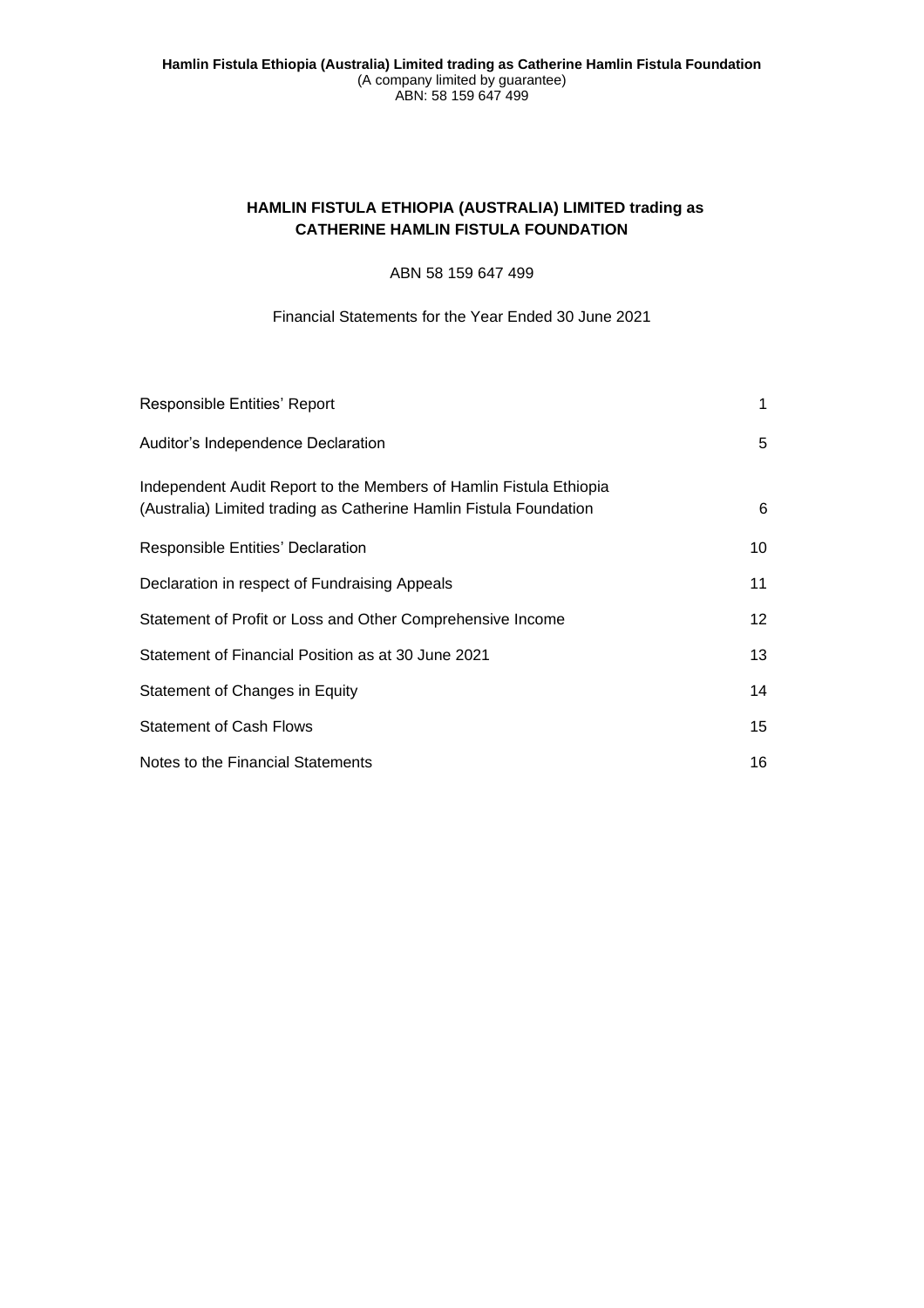# HAMLIN FISTULA ETHIOPIA (AUSTRALIA) LIMITED trading as CATHERINE HAMLIN FISTULA FOUNDATION

ABN 58 159 647 499

Financial Statements for the Year Ended 30 June 2021

| | |
|---|---|
| Responsible Entities' Report | 1 |
| Auditor's Independence Declaration | 5 |
| Independent Audit Report to the Members of Hamlin Fistula Ethiopia (Australia) Limited trading as Catherine Hamlin Fistula Foundation | 6 |
| Responsible Entities' Declaration | 10 |
| Declaration in respect of Fundraising Appeals | 11 |
| Statement of Profit or Loss and Other Comprehensive Income | 12 |
| Statement of Financial Position as at 30 June 2021 | 13 |
| Statement of Changes in Equity | 14 |
| Statement of Cash Flows | 15 |
| Notes to the Financial Statements | 16 |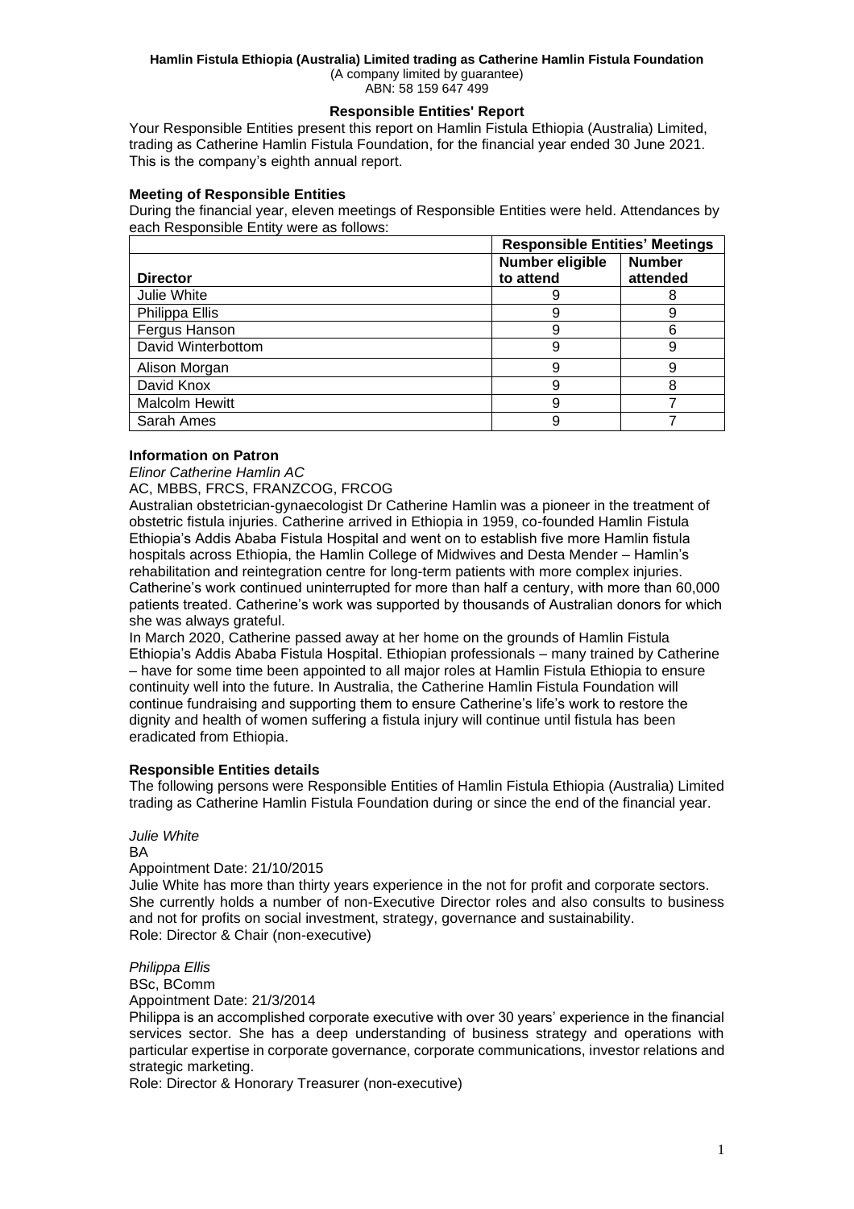**Hamlin Fistula Ethiopia (Australia) Limited trading as Catherine Hamlin Fistula Foundation**
(A company limited by guarantee)
ABN: 58 159 647 499

## Responsible Entities' Report

Your Responsible Entities present this report on Hamlin Fistula Ethiopia (Australia) Limited, trading as Catherine Hamlin Fistula Foundation, for the financial year ended 30 June 2021. This is the company's eighth annual report.

### Meeting of Responsible Entities

During the financial year, eleven meetings of Responsible Entities were held. Attendances by each Responsible Entity were as follows:

| | Responsible Entities' Meetings | |
|---|---|---|
| **Director** | **Number eligible to attend** | **Number attended** |
| Julie White | 9 | 8 |
| Philippa Ellis | 9 | 9 |
| Fergus Hanson | 9 | 6 |
| David Winterbottom | 9 | 9 |
| Alison Morgan | 9 | 9 |
| David Knox | 9 | 8 |
| Malcolm Hewitt | 9 | 7 |
| Sarah Ames | 9 | 7 |

### Information on Patron

*Elinor Catherine Hamlin AC*

AC, MBBS, FRCS, FRANZCOG, FRCOG

Australian obstetrician-gynaecologist Dr Catherine Hamlin was a pioneer in the treatment of obstetric fistula injuries. Catherine arrived in Ethiopia in 1959, co-founded Hamlin Fistula Ethiopia's Addis Ababa Fistula Hospital and went on to establish five more Hamlin fistula hospitals across Ethiopia, the Hamlin College of Midwives and Desta Mender – Hamlin's rehabilitation and reintegration centre for long-term patients with more complex injuries. Catherine's work continued uninterrupted for more than half a century, with more than 60,000 patients treated. Catherine's work was supported by thousands of Australian donors for which she was always grateful.

In March 2020, Catherine passed away at her home on the grounds of Hamlin Fistula Ethiopia's Addis Ababa Fistula Hospital. Ethiopian professionals – many trained by Catherine – have for some time been appointed to all major roles at Hamlin Fistula Ethiopia to ensure continuity well into the future. In Australia, the Catherine Hamlin Fistula Foundation will continue fundraising and supporting them to ensure Catherine's life's work to restore the dignity and health of women suffering a fistula injury will continue until fistula has been eradicated from Ethiopia.

### Responsible Entities details

The following persons were Responsible Entities of Hamlin Fistula Ethiopia (Australia) Limited trading as Catherine Hamlin Fistula Foundation during or since the end of the financial year.

*Julie White*

BA

Appointment Date: 21/10/2015

Julie White has more than thirty years experience in the not for profit and corporate sectors. She currently holds a number of non-Executive Director roles and also consults to business and not for profits on social investment, strategy, governance and sustainability.

Role: Director & Chair (non-executive)

*Philippa Ellis*

BSc, BComm

Appointment Date: 21/3/2014

Philippa is an accomplished corporate executive with over 30 years' experience in the financial services sector. She has a deep understanding of business strategy and operations with particular expertise in corporate governance, corporate communications, investor relations and strategic marketing.

Role: Director & Honorary Treasurer (non-executive)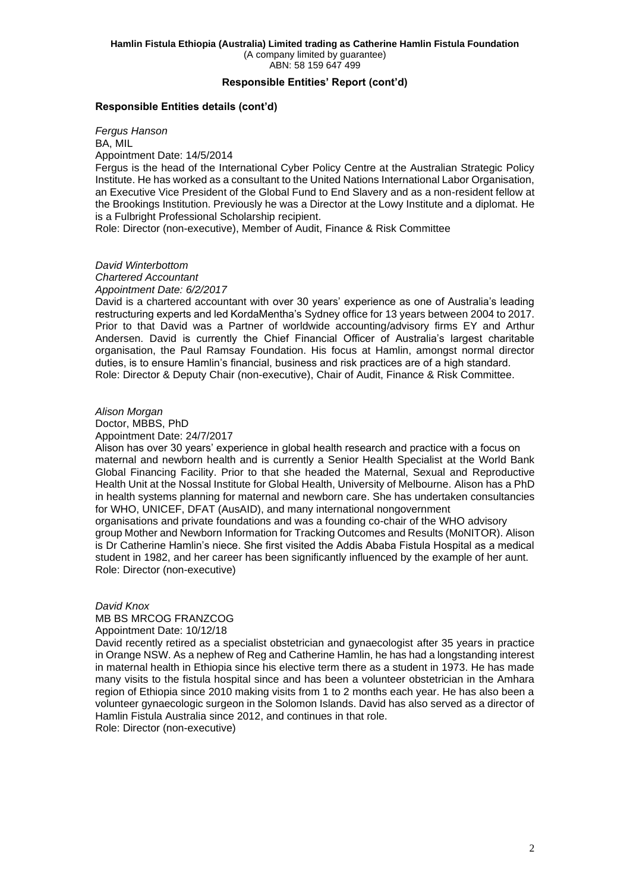**Hamlin Fistula Ethiopia (Australia) Limited trading as Catherine Hamlin Fistula Foundation**
(A company limited by guarantee)
ABN: 58 159 647 499

## Responsible Entities' Report (cont'd)

### Responsible Entities details (cont'd)

*Fergus Hanson*
BA, MIL
Appointment Date: 14/5/2014
Fergus is the head of the International Cyber Policy Centre at the Australian Strategic Policy Institute. He has worked as a consultant to the United Nations International Labor Organisation, an Executive Vice President of the Global Fund to End Slavery and as a non-resident fellow at the Brookings Institution. Previously he was a Director at the Lowy Institute and a diplomat. He is a Fulbright Professional Scholarship recipient.
Role: Director (non-executive), Member of Audit, Finance & Risk Committee

*David Winterbottom*
*Chartered Accountant*
*Appointment Date: 6/2/2017*
David is a chartered accountant with over 30 years' experience as one of Australia's leading restructuring experts and led KordaMentha's Sydney office for 13 years between 2004 to 2017. Prior to that David was a Partner of worldwide accounting/advisory firms EY and Arthur Andersen. David is currently the Chief Financial Officer of Australia's largest charitable organisation, the Paul Ramsay Foundation. His focus at Hamlin, amongst normal director duties, is to ensure Hamlin's financial, business and risk practices are of a high standard.
Role: Director & Deputy Chair (non-executive), Chair of Audit, Finance & Risk Committee.

*Alison Morgan*
Doctor, MBBS, PhD
Appointment Date: 24/7/2017
Alison has over 30 years' experience in global health research and practice with a focus on maternal and newborn health and is currently a Senior Health Specialist at the World Bank Global Financing Facility. Prior to that she headed the Maternal, Sexual and Reproductive Health Unit at the Nossal Institute for Global Health, University of Melbourne. Alison has a PhD in health systems planning for maternal and newborn care. She has undertaken consultancies for WHO, UNICEF, DFAT (AusAID), and many international nongovernment organisations and private foundations and was a founding co-chair of the WHO advisory group Mother and Newborn Information for Tracking Outcomes and Results (MoNITOR). Alison is Dr Catherine Hamlin's niece. She first visited the Addis Ababa Fistula Hospital as a medical student in 1982, and her career has been significantly influenced by the example of her aunt.
Role: Director (non-executive)

*David Knox*
MB BS MRCOG FRANZCOG
Appointment Date: 10/12/18
David recently retired as a specialist obstetrician and gynaecologist after 35 years in practice in Orange NSW. As a nephew of Reg and Catherine Hamlin, he has had a longstanding interest in maternal health in Ethiopia since his elective term there as a student in 1973. He has made many visits to the fistula hospital since and has been a volunteer obstetrician in the Amhara region of Ethiopia since 2010 making visits from 1 to 2 months each year. He has also been a volunteer gynaecologic surgeon in the Solomon Islands. David has also served as a director of Hamlin Fistula Australia since 2012, and continues in that role.
Role: Director (non-executive)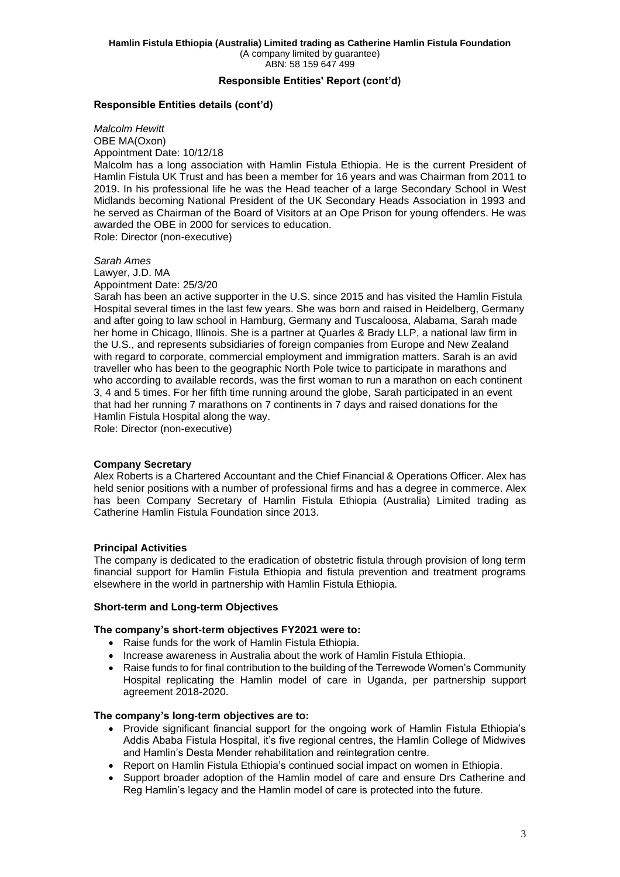## Responsible Entities details (cont'd)

*Malcolm Hewitt*
OBE MA(Oxon)
Appointment Date: 10/12/18
Malcolm has a long association with Hamlin Fistula Ethiopia. He is the current President of Hamlin Fistula UK Trust and has been a member for 16 years and was Chairman from 2011 to 2019. In his professional life he was the Head teacher of a large Secondary School in West Midlands becoming National President of the UK Secondary Heads Association in 1993 and he served as Chairman of the Board of Visitors at an Ope Prison for young offenders. He was awarded the OBE in 2000 for services to education.
Role: Director (non-executive)

*Sarah Ames*
Lawyer, J.D. MA
Appointment Date: 25/3/20
Sarah has been an active supporter in the U.S. since 2015 and has visited the Hamlin Fistula Hospital several times in the last few years. She was born and raised in Heidelberg, Germany and after going to law school in Hamburg, Germany and Tuscaloosa, Alabama, Sarah made her home in Chicago, Illinois. She is a partner at Quarles & Brady LLP, a national law firm in the U.S., and represents subsidiaries of foreign companies from Europe and New Zealand with regard to corporate, commercial employment and immigration matters. Sarah is an avid traveller who has been to the geographic North Pole twice to participate in marathons and who according to available records, was the first woman to run a marathon on each continent 3, 4 and 5 times. For her fifth time running around the globe, Sarah participated in an event that had her running 7 marathons on 7 continents in 7 days and raised donations for the Hamlin Fistula Hospital along the way.
Role: Director (non-executive)

## Company Secretary

Alex Roberts is a Chartered Accountant and the Chief Financial & Operations Officer. Alex has held senior positions with a number of professional firms and has a degree in commerce. Alex has been Company Secretary of Hamlin Fistula Ethiopia (Australia) Limited trading as Catherine Hamlin Fistula Foundation since 2013.

## Principal Activities

The company is dedicated to the eradication of obstetric fistula through provision of long term financial support for Hamlin Fistula Ethiopia and fistula prevention and treatment programs elsewhere in the world in partnership with Hamlin Fistula Ethiopia.

## Short-term and Long-term Objectives

### The company's short-term objectives FY2021 were to:

- Raise funds for the work of Hamlin Fistula Ethiopia.
- Increase awareness in Australia about the work of Hamlin Fistula Ethiopia.
- Raise funds to for final contribution to the building of the Terrewode Women's Community Hospital replicating the Hamlin model of care in Uganda, per partnership support agreement 2018-2020.

### The company's long-term objectives are to:

- Provide significant financial support for the ongoing work of Hamlin Fistula Ethiopia's Addis Ababa Fistula Hospital, it's five regional centres, the Hamlin College of Midwives and Hamlin's Desta Mender rehabilitation and reintegration centre.
- Report on Hamlin Fistula Ethiopia's continued social impact on women in Ethiopia.
- Support broader adoption of the Hamlin model of care and ensure Drs Catherine and Reg Hamlin's legacy and the Hamlin model of care is protected into the future.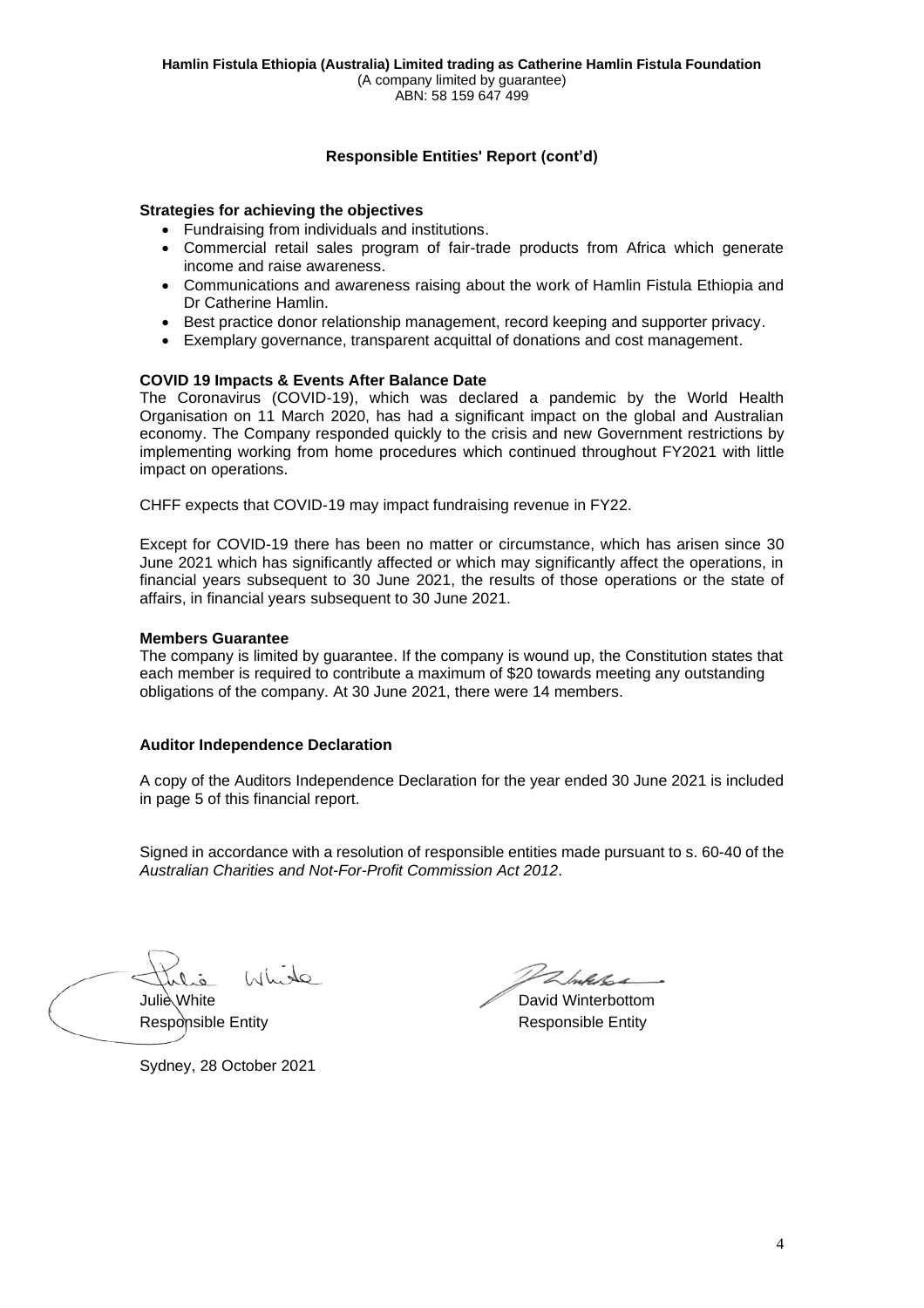**Hamlin Fistula Ethiopia (Australia) Limited trading as Catherine Hamlin Fistula Foundation**
(A company limited by guarantee)
ABN: 58 159 647 499

## Responsible Entities' Report (cont'd)

### Strategies for achieving the objectives

- Fundraising from individuals and institutions.
- Commercial retail sales program of fair-trade products from Africa which generate income and raise awareness.
- Communications and awareness raising about the work of Hamlin Fistula Ethiopia and Dr Catherine Hamlin.
- Best practice donor relationship management, record keeping and supporter privacy.
- Exemplary governance, transparent acquittal of donations and cost management.

### COVID 19 Impacts & Events After Balance Date

The Coronavirus (COVID-19), which was declared a pandemic by the World Health Organisation on 11 March 2020, has had a significant impact on the global and Australian economy. The Company responded quickly to the crisis and new Government restrictions by implementing working from home procedures which continued throughout FY2021 with little impact on operations.

CHFF expects that COVID-19 may impact fundraising revenue in FY22.

Except for COVID-19 there has been no matter or circumstance, which has arisen since 30 June 2021 which has significantly affected or which may significantly affect the operations, in financial years subsequent to 30 June 2021, the results of those operations or the state of affairs, in financial years subsequent to 30 June 2021.

### Members Guarantee

The company is limited by guarantee. If the company is wound up, the Constitution states that each member is required to contribute a maximum of $20 towards meeting any outstanding obligations of the company. At 30 June 2021, there were 14 members.

### Auditor Independence Declaration

A copy of the Auditors Independence Declaration for the year ended 30 June 2021 is included in page 5 of this financial report.

Signed in accordance with a resolution of responsible entities made pursuant to s. 60-40 of the *Australian Charities and Not-For-Profit Commission Act 2012*.

| | |
|---|---|
| Julie White | David Winterbottom |
| Responsible Entity | Responsible Entity |

Sydney, 28 October 2021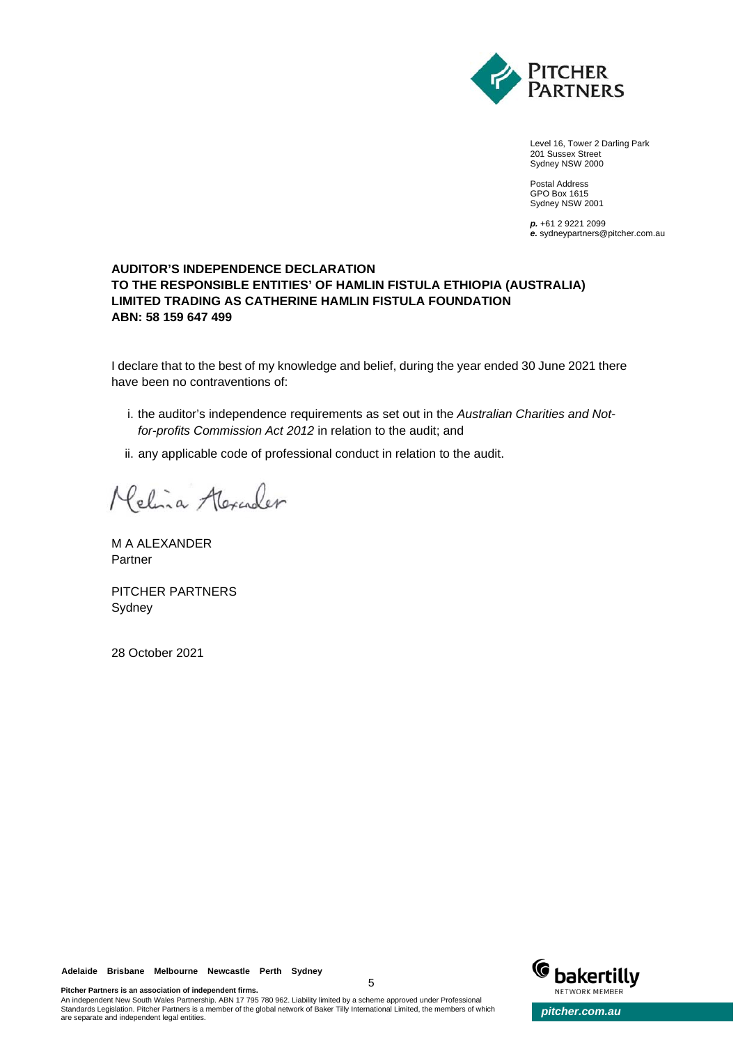Level 16, Tower 2 Darling Park
201 Sussex Street
Sydney NSW 2000

Postal Address
GPO Box 1615
Sydney NSW 2001

***p.*** +61 2 9221 2099
***e.*** sydneypartners@pitcher.com.au

**AUDITOR'S INDEPENDENCE DECLARATION**
**TO THE RESPONSIBLE ENTITIES' OF HAMLIN FISTULA ETHIOPIA (AUSTRALIA) LIMITED TRADING AS CATHERINE HAMLIN FISTULA FOUNDATION**
**ABN: 58 159 647 499**

I declare that to the best of my knowledge and belief, during the year ended 30 June 2021 there have been no contraventions of:

i. the auditor's independence requirements as set out in the *Australian Charities and Not-for-profits Commission Act 2012* in relation to the audit; and

ii. any applicable code of professional conduct in relation to the audit.

M A ALEXANDER
Partner

PITCHER PARTNERS
Sydney

28 October 2021

**Adelaide Brisbane Melbourne Newcastle Perth Sydney**

**Pitcher Partners is an association of independent firms.**
An independent New South Wales Partnership. ABN 17 795 780 962. Liability limited by a scheme approved under Professional Standards Legislation. Pitcher Partners is a member of the global network of Baker Tilly International Limited, the members of which are separate and independent legal entities.

*pitcher.com.au*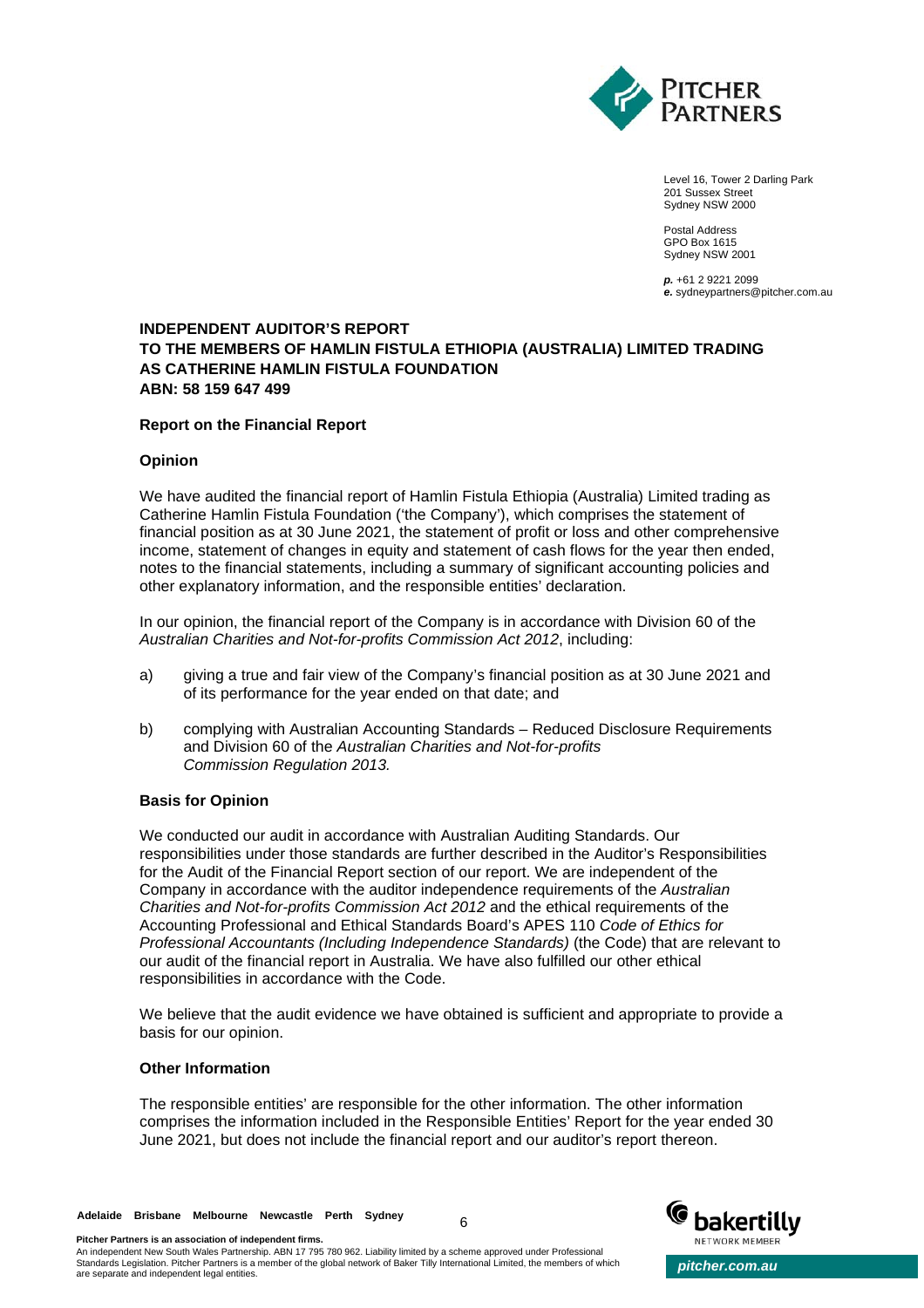Level 16, Tower 2 Darling Park
201 Sussex Street
Sydney NSW 2000

Postal Address
GPO Box 1615
Sydney NSW 2001

*p.* +61 2 9221 2099
*e.* sydneypartners@pitcher.com.au

# INDEPENDENT AUDITOR'S REPORT TO THE MEMBERS OF HAMLIN FISTULA ETHIOPIA (AUSTRALIA) LIMITED TRADING AS CATHERINE HAMLIN FISTULA FOUNDATION ABN: 58 159 647 499

## Report on the Financial Report

### Opinion

We have audited the financial report of Hamlin Fistula Ethiopia (Australia) Limited trading as Catherine Hamlin Fistula Foundation ('the Company'), which comprises the statement of financial position as at 30 June 2021, the statement of profit or loss and other comprehensive income, statement of changes in equity and statement of cash flows for the year then ended, notes to the financial statements, including a summary of significant accounting policies and other explanatory information, and the responsible entities' declaration.

In our opinion, the financial report of the Company is in accordance with Division 60 of the *Australian Charities and Not-for-profits Commission Act 2012*, including:

a) giving a true and fair view of the Company's financial position as at 30 June 2021 and of its performance for the year ended on that date; and

b) complying with Australian Accounting Standards – Reduced Disclosure Requirements and Division 60 of the *Australian Charities and Not-for-profits Commission Regulation 2013.*

### Basis for Opinion

We conducted our audit in accordance with Australian Auditing Standards. Our responsibilities under those standards are further described in the Auditor's Responsibilities for the Audit of the Financial Report section of our report. We are independent of the Company in accordance with the auditor independence requirements of the *Australian Charities and Not-for-profits Commission Act 2012* and the ethical requirements of the Accounting Professional and Ethical Standards Board's APES 110 *Code of Ethics for Professional Accountants (Including Independence Standards)* (the Code) that are relevant to our audit of the financial report in Australia. We have also fulfilled our other ethical responsibilities in accordance with the Code.

We believe that the audit evidence we have obtained is sufficient and appropriate to provide a basis for our opinion.

### Other Information

The responsible entities' are responsible for the other information. The other information comprises the information included in the Responsible Entities' Report for the year ended 30 June 2021, but does not include the financial report and our auditor's report thereon.

Adelaide Brisbane Melbourne Newcastle Perth Sydney

**Pitcher Partners is an association of independent firms.**
An independent New South Wales Partnership. ABN 17 795 780 962. Liability limited by a scheme approved under Professional Standards Legislation. Pitcher Partners is a member of the global network of Baker Tilly International Limited, the members of which are separate and independent legal entities.

pitcher.com.au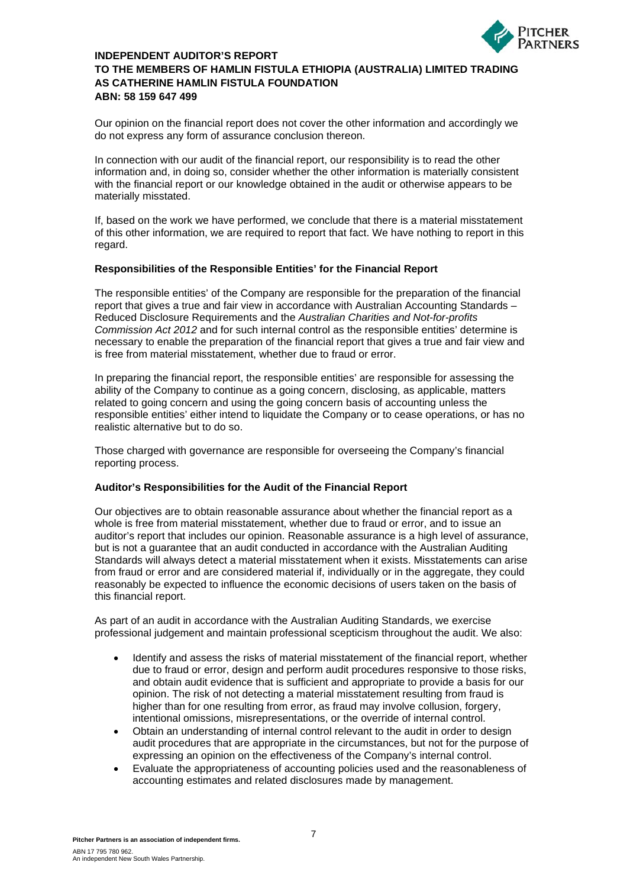**INDEPENDENT AUDITOR'S REPORT**
**TO THE MEMBERS OF HAMLIN FISTULA ETHIOPIA (AUSTRALIA) LIMITED TRADING AS CATHERINE HAMLIN FISTULA FOUNDATION**
**ABN: 58 159 647 499**

Our opinion on the financial report does not cover the other information and accordingly we do not express any form of assurance conclusion thereon.

In connection with our audit of the financial report, our responsibility is to read the other information and, in doing so, consider whether the other information is materially consistent with the financial report or our knowledge obtained in the audit or otherwise appears to be materially misstated.

If, based on the work we have performed, we conclude that there is a material misstatement of this other information, we are required to report that fact. We have nothing to report in this regard.

**Responsibilities of the Responsible Entities' for the Financial Report**

The responsible entities' of the Company are responsible for the preparation of the financial report that gives a true and fair view in accordance with Australian Accounting Standards – Reduced Disclosure Requirements and the *Australian Charities and Not-for-profits Commission Act 2012* and for such internal control as the responsible entities' determine is necessary to enable the preparation of the financial report that gives a true and fair view and is free from material misstatement, whether due to fraud or error.

In preparing the financial report, the responsible entities' are responsible for assessing the ability of the Company to continue as a going concern, disclosing, as applicable, matters related to going concern and using the going concern basis of accounting unless the responsible entities' either intend to liquidate the Company or to cease operations, or has no realistic alternative but to do so.

Those charged with governance are responsible for overseeing the Company's financial reporting process.

**Auditor's Responsibilities for the Audit of the Financial Report**

Our objectives are to obtain reasonable assurance about whether the financial report as a whole is free from material misstatement, whether due to fraud or error, and to issue an auditor's report that includes our opinion. Reasonable assurance is a high level of assurance, but is not a guarantee that an audit conducted in accordance with the Australian Auditing Standards will always detect a material misstatement when it exists. Misstatements can arise from fraud or error and are considered material if, individually or in the aggregate, they could reasonably be expected to influence the economic decisions of users taken on the basis of this financial report.

As part of an audit in accordance with the Australian Auditing Standards, we exercise professional judgement and maintain professional scepticism throughout the audit. We also:

- Identify and assess the risks of material misstatement of the financial report, whether due to fraud or error, design and perform audit procedures responsive to those risks, and obtain audit evidence that is sufficient and appropriate to provide a basis for our opinion. The risk of not detecting a material misstatement resulting from fraud is higher than for one resulting from error, as fraud may involve collusion, forgery, intentional omissions, misrepresentations, or the override of internal control.
- Obtain an understanding of internal control relevant to the audit in order to design audit procedures that are appropriate in the circumstances, but not for the purpose of expressing an opinion on the effectiveness of the Company's internal control.
- Evaluate the appropriateness of accounting policies used and the reasonableness of accounting estimates and related disclosures made by management.

**Pitcher Partners is an association of independent firms.**
ABN 17 795 780 962.
An independent New South Wales Partnership.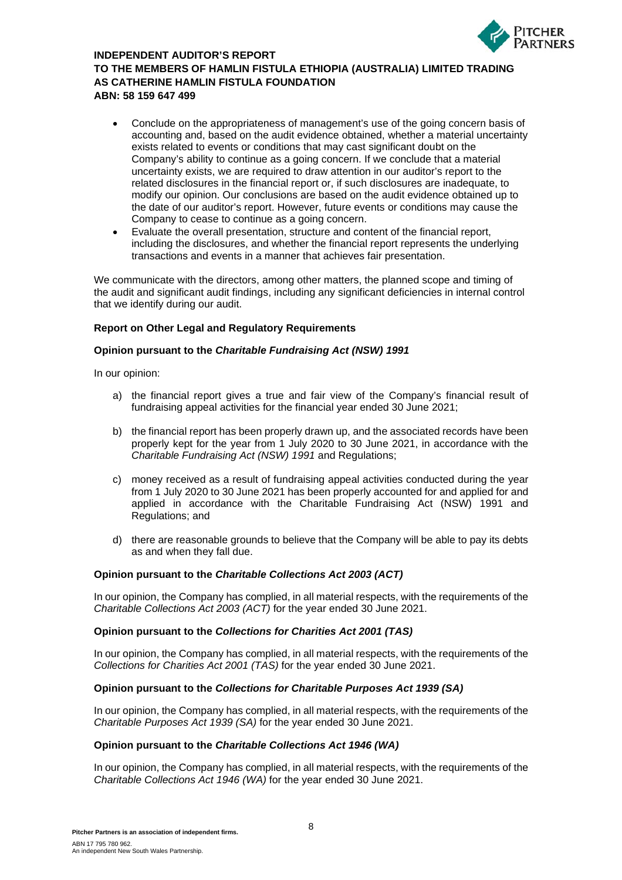**INDEPENDENT AUDITOR'S REPORT**
**TO THE MEMBERS OF HAMLIN FISTULA ETHIOPIA (AUSTRALIA) LIMITED TRADING AS CATHERINE HAMLIN FISTULA FOUNDATION**
**ABN: 58 159 647 499**

- Conclude on the appropriateness of management's use of the going concern basis of accounting and, based on the audit evidence obtained, whether a material uncertainty exists related to events or conditions that may cast significant doubt on the Company's ability to continue as a going concern. If we conclude that a material uncertainty exists, we are required to draw attention in our auditor's report to the related disclosures in the financial report or, if such disclosures are inadequate, to modify our opinion. Our conclusions are based on the audit evidence obtained up to the date of our auditor's report. However, future events or conditions may cause the Company to cease to continue as a going concern.
- Evaluate the overall presentation, structure and content of the financial report, including the disclosures, and whether the financial report represents the underlying transactions and events in a manner that achieves fair presentation.

We communicate with the directors, among other matters, the planned scope and timing of the audit and significant audit findings, including any significant deficiencies in internal control that we identify during our audit.

**Report on Other Legal and Regulatory Requirements**

**Opinion pursuant to the *Charitable Fundraising Act (NSW) 1991***

In our opinion:

a) the financial report gives a true and fair view of the Company's financial result of fundraising appeal activities for the financial year ended 30 June 2021;

b) the financial report has been properly drawn up, and the associated records have been properly kept for the year from 1 July 2020 to 30 June 2021, in accordance with the *Charitable Fundraising Act (NSW) 1991* and Regulations;

c) money received as a result of fundraising appeal activities conducted during the year from 1 July 2020 to 30 June 2021 has been properly accounted for and applied for and applied in accordance with the Charitable Fundraising Act (NSW) 1991 and Regulations; and

d) there are reasonable grounds to believe that the Company will be able to pay its debts as and when they fall due.

**Opinion pursuant to the *Charitable Collections Act 2003 (ACT)***

In our opinion, the Company has complied, in all material respects, with the requirements of the *Charitable Collections Act 2003 (ACT)* for the year ended 30 June 2021.

**Opinion pursuant to the *Collections for Charities Act 2001 (TAS)***

In our opinion, the Company has complied, in all material respects, with the requirements of the *Collections for Charities Act 2001 (TAS)* for the year ended 30 June 2021.

**Opinion pursuant to the *Collections for Charitable Purposes Act 1939 (SA)***

In our opinion, the Company has complied, in all material respects, with the requirements of the *Charitable Purposes Act 1939 (SA)* for the year ended 30 June 2021.

**Opinion pursuant to the *Charitable Collections Act 1946 (WA)***

In our opinion, the Company has complied, in all material respects, with the requirements of the *Charitable Collections Act 1946 (WA)* for the year ended 30 June 2021.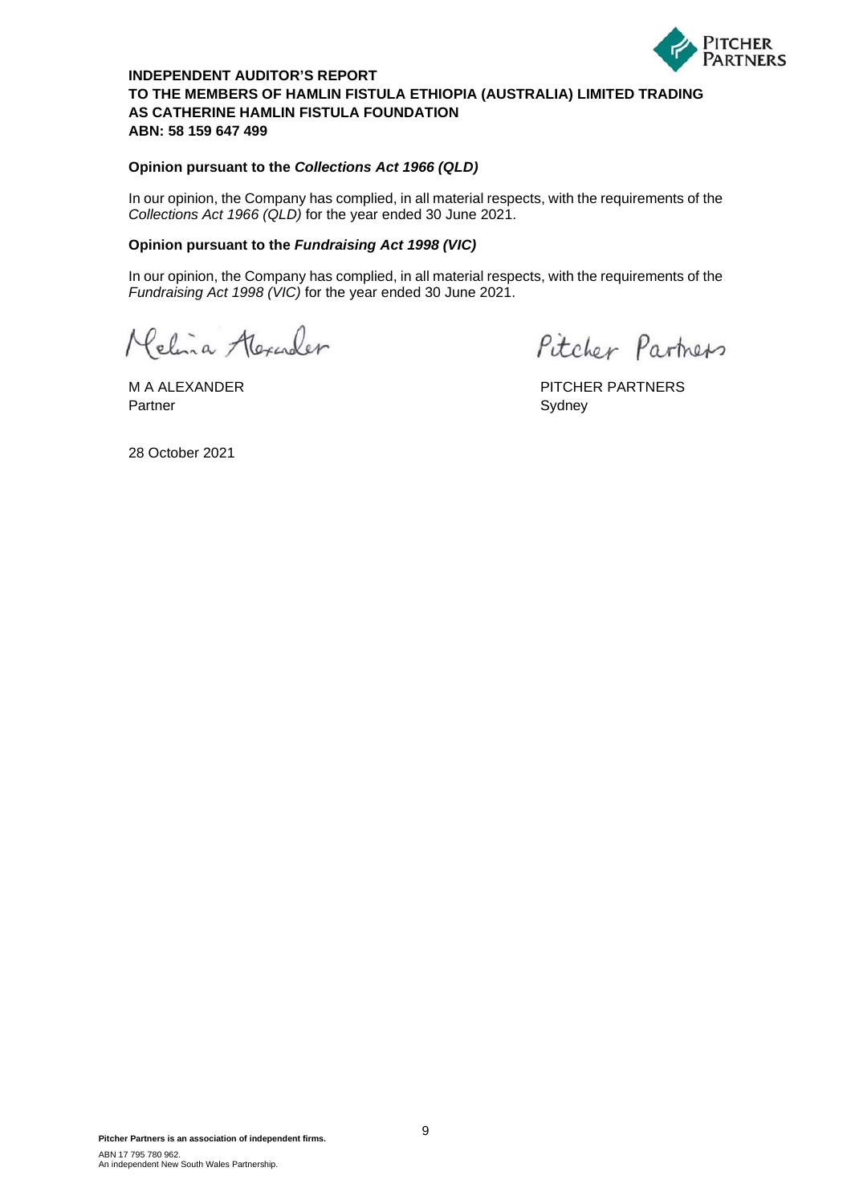**INDEPENDENT AUDITOR'S REPORT**
**TO THE MEMBERS OF HAMLIN FISTULA ETHIOPIA (AUSTRALIA) LIMITED TRADING AS CATHERINE HAMLIN FISTULA FOUNDATION**
**ABN: 58 159 647 499**

**Opinion pursuant to the *Collections Act 1966 (QLD)***

In our opinion, the Company has complied, in all material respects, with the requirements of the *Collections Act 1966 (QLD)* for the year ended 30 June 2021.

**Opinion pursuant to the *Fundraising Act 1998 (VIC)***

In our opinion, the Company has complied, in all material respects, with the requirements of the *Fundraising Act 1998 (VIC)* for the year ended 30 June 2021.

Melina Alexander

M A ALEXANDER
Partner

Pitcher Partners

PITCHER PARTNERS
Sydney

28 October 2021

**Pitcher Partners is an association of independent firms.**

ABN 17 795 780 962.
An independent New South Wales Partnership.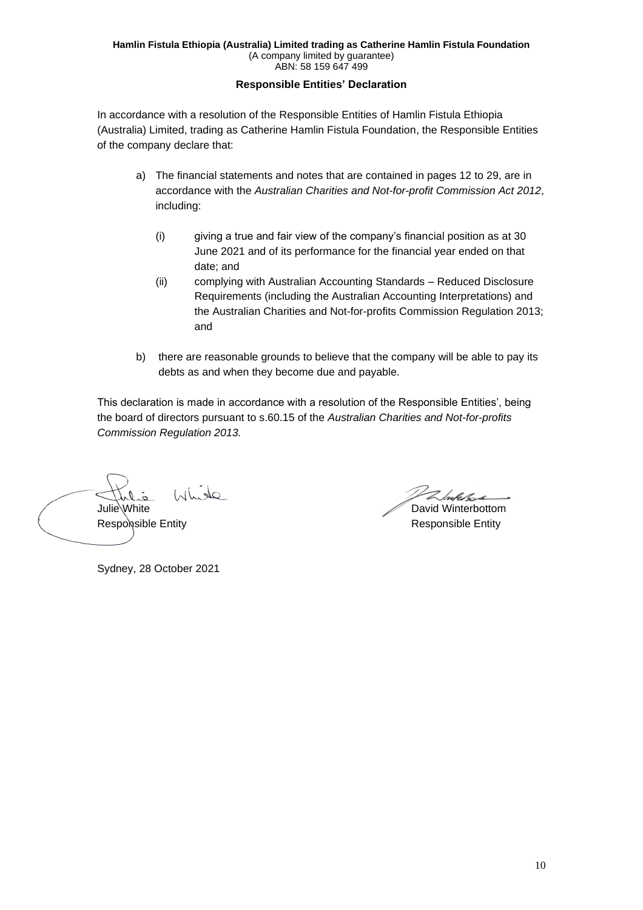**Hamlin Fistula Ethiopia (Australia) Limited trading as Catherine Hamlin Fistula Foundation**
(A company limited by guarantee)
ABN: 58 159 647 499

## Responsible Entities' Declaration

In accordance with a resolution of the Responsible Entities of Hamlin Fistula Ethiopia (Australia) Limited, trading as Catherine Hamlin Fistula Foundation, the Responsible Entities of the company declare that:

a) The financial statements and notes that are contained in pages 12 to 29, are in accordance with the *Australian Charities and Not-for-profit Commission Act 2012*, including:

   (i) giving a true and fair view of the company's financial position as at 30 June 2021 and of its performance for the financial year ended on that date; and

   (ii) complying with Australian Accounting Standards – Reduced Disclosure Requirements (including the Australian Accounting Interpretations) and the Australian Charities and Not-for-profits Commission Regulation 2013; and

b) there are reasonable grounds to believe that the company will be able to pay its debts as and when they become due and payable.

This declaration is made in accordance with a resolution of the Responsible Entities', being the board of directors pursuant to s.60.15 of the *Australian Charities and Not-for-profits Commission Regulation 2013.*

Julie White
Responsible Entity

David Winterbottom
Responsible Entity

Sydney, 28 October 2021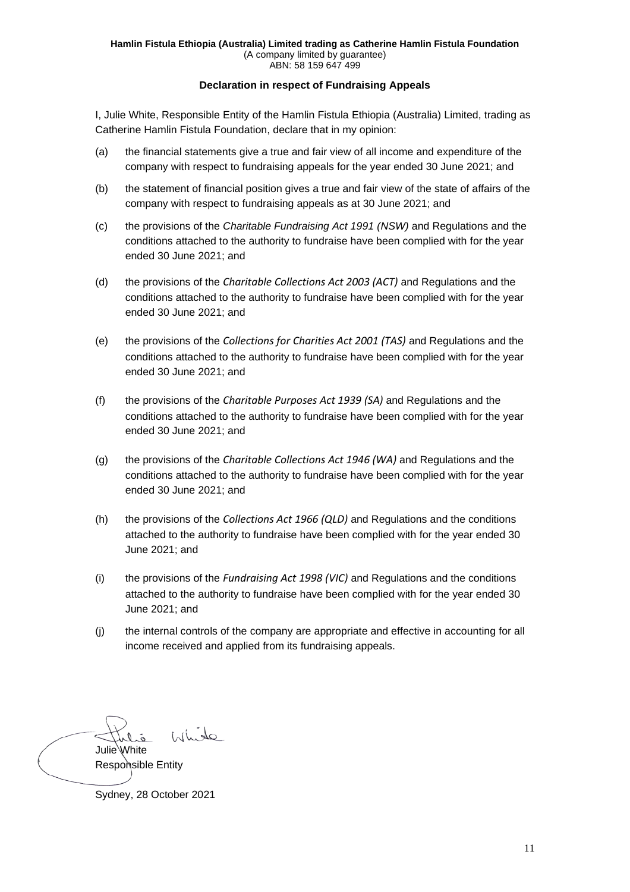**Hamlin Fistula Ethiopia (Australia) Limited trading as Catherine Hamlin Fistula Foundation**
(A company limited by guarantee)
ABN: 58 159 647 499

## Declaration in respect of Fundraising Appeals

I, Julie White, Responsible Entity of the Hamlin Fistula Ethiopia (Australia) Limited, trading as Catherine Hamlin Fistula Foundation, declare that in my opinion:

(a) the financial statements give a true and fair view of all income and expenditure of the company with respect to fundraising appeals for the year ended 30 June 2021; and

(b) the statement of financial position gives a true and fair view of the state of affairs of the company with respect to fundraising appeals as at 30 June 2021; and

(c) the provisions of the *Charitable Fundraising Act 1991 (NSW)* and Regulations and the conditions attached to the authority to fundraise have been complied with for the year ended 30 June 2021; and

(d) the provisions of the *Charitable Collections Act 2003 (ACT)* and Regulations and the conditions attached to the authority to fundraise have been complied with for the year ended 30 June 2021; and

(e) the provisions of the *Collections for Charities Act 2001 (TAS)* and Regulations and the conditions attached to the authority to fundraise have been complied with for the year ended 30 June 2021; and

(f) the provisions of the *Charitable Purposes Act 1939 (SA)* and Regulations and the conditions attached to the authority to fundraise have been complied with for the year ended 30 June 2021; and

(g) the provisions of the *Charitable Collections Act 1946 (WA)* and Regulations and the conditions attached to the authority to fundraise have been complied with for the year ended 30 June 2021; and

(h) the provisions of the *Collections Act 1966 (QLD)* and Regulations and the conditions attached to the authority to fundraise have been complied with for the year ended 30 June 2021; and

(i) the provisions of the *Fundraising Act 1998 (VIC)* and Regulations and the conditions attached to the authority to fundraise have been complied with for the year ended 30 June 2021; and

(j) the internal controls of the company are appropriate and effective in accounting for all income received and applied from its fundraising appeals.

Julie White
Responsible Entity

Sydney, 28 October 2021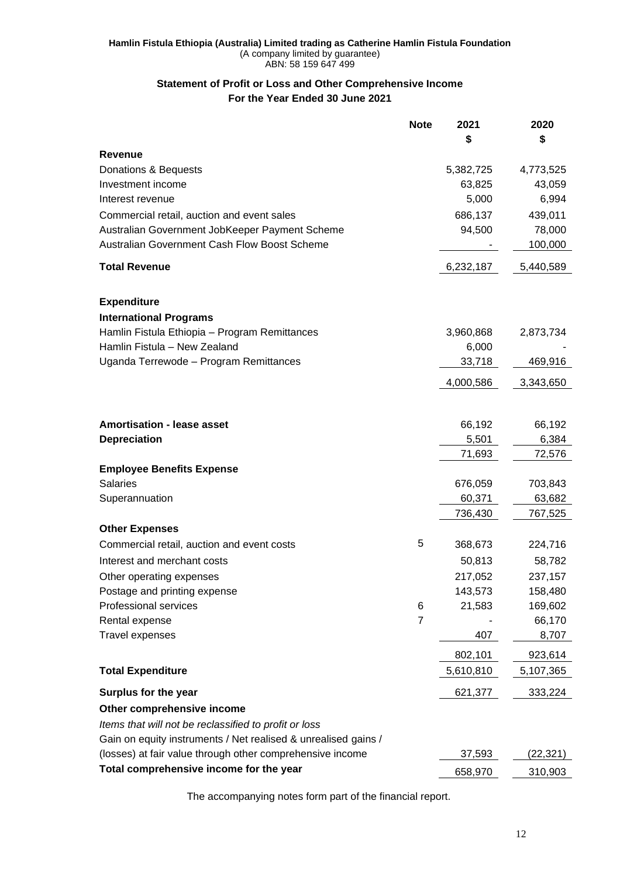**Hamlin Fistula Ethiopia (Australia) Limited trading as Catherine Hamlin Fistula Foundation**
(A company limited by guarantee)
ABN: 58 159 647 499

## Statement of Profit or Loss and Other Comprehensive Income
### For the Year Ended 30 June 2021

| | Note | 2021 $ | 2020 $ |
|---|---|---|---|
| **Revenue** | | | |
| Donations & Bequests | | 5,382,725 | 4,773,525 |
| Investment income | | 63,825 | 43,059 |
| Interest revenue | | 5,000 | 6,994 |
| Commercial retail, auction and event sales | | 686,137 | 439,011 |
| Australian Government JobKeeper Payment Scheme | | 94,500 | 78,000 |
| Australian Government Cash Flow Boost Scheme | | - | 100,000 |
| **Total Revenue** | | 6,232,187 | 5,440,589 |
| **Expenditure** | | | |
| **International Programs** | | | |
| Hamlin Fistula Ethiopia – Program Remittances | | 3,960,868 | 2,873,734 |
| Hamlin Fistula – New Zealand | | 6,000 | - |
| Uganda Terrewode – Program Remittances | | 33,718 | 469,916 |
| | | 4,000,586 | 3,343,650 |
| **Amortisation - lease asset** | | 66,192 | 66,192 |
| **Depreciation** | | 5,501 | 6,384 |
| | | 71,693 | 72,576 |
| **Employee Benefits Expense** | | | |
| Salaries | | 676,059 | 703,843 |
| Superannuation | | 60,371 | 63,682 |
| | | 736,430 | 767,525 |
| **Other Expenses** | | | |
| Commercial retail, auction and event costs | 5 | 368,673 | 224,716 |
| Interest and merchant costs | | 50,813 | 58,782 |
| Other operating expenses | | 217,052 | 237,157 |
| Postage and printing expense | | 143,573 | 158,480 |
| Professional services | 6 | 21,583 | 169,602 |
| Rental expense | 7 | - | 66,170 |
| Travel expenses | | 407 | 8,707 |
| | | 802,101 | 923,614 |
| **Total Expenditure** | | 5,610,810 | 5,107,365 |
| **Surplus for the year** | | 621,377 | 333,224 |
| **Other comprehensive income** | | | |
| *Items that will not be reclassified to profit or loss* | | | |
| Gain on equity instruments / Net realised & unrealised gains / (losses) at fair value through other comprehensive income | | 37,593 | (22,321) |
| **Total comprehensive income for the year** | | 658,970 | 310,903 |

The accompanying notes form part of the financial report.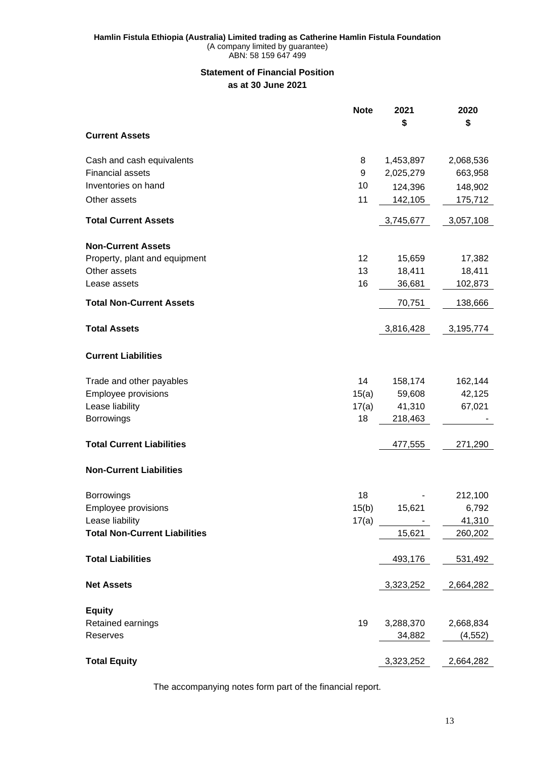**Hamlin Fistula Ethiopia (Australia) Limited trading as Catherine Hamlin Fistula Foundation**
(A company limited by guarantee)
ABN: 58 159 647 499

## Statement of Financial Position
### as at 30 June 2021

| | Note | 2021 $ | 2020 $ |
|---|---|---|---|
| **Current Assets** | | | |
| Cash and cash equivalents | 8 | 1,453,897 | 2,068,536 |
| Financial assets | 9 | 2,025,279 | 663,958 |
| Inventories on hand | 10 | 124,396 | 148,902 |
| Other assets | 11 | 142,105 | 175,712 |
| **Total Current Assets** | | 3,745,677 | 3,057,108 |
| **Non-Current Assets** | | | |
| Property, plant and equipment | 12 | 15,659 | 17,382 |
| Other assets | 13 | 18,411 | 18,411 |
| Lease assets | 16 | 36,681 | 102,873 |
| **Total Non-Current Assets** | | 70,751 | 138,666 |
| **Total Assets** | | 3,816,428 | 3,195,774 |
| **Current Liabilities** | | | |
| Trade and other payables | 14 | 158,174 | 162,144 |
| Employee provisions | 15(a) | 59,608 | 42,125 |
| Lease liability | 17(a) | 41,310 | 67,021 |
| Borrowings | 18 | 218,463 | - |
| **Total Current Liabilities** | | 477,555 | 271,290 |
| **Non-Current Liabilities** | | | |
| Borrowings | 18 | - | 212,100 |
| Employee provisions | 15(b) | 15,621 | 6,792 |
| Lease liability | 17(a) | - | 41,310 |
| **Total Non-Current Liabilities** | | 15,621 | 260,202 |
| **Total Liabilities** | | 493,176 | 531,492 |
| **Net Assets** | | 3,323,252 | 2,664,282 |
| **Equity** | | | |
| Retained earnings | 19 | 3,288,370 | 2,668,834 |
| Reserves | | 34,882 | (4,552) |
| **Total Equity** | | 3,323,252 | 2,664,282 |

The accompanying notes form part of the financial report.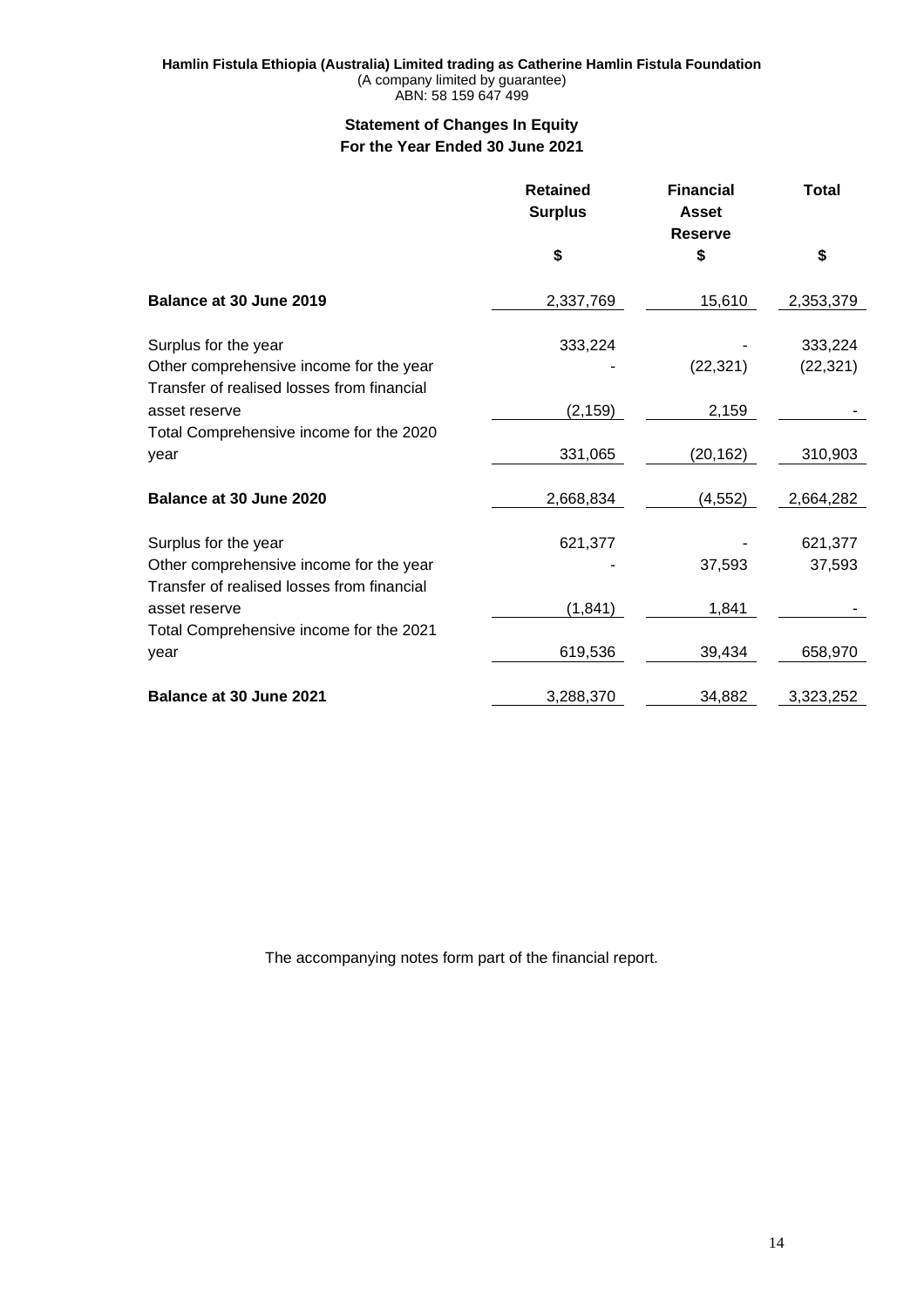**Hamlin Fistula Ethiopia (Australia) Limited trading as Catherine Hamlin Fistula Foundation**
(A company limited by guarantee)
ABN: 58 159 647 499

## Statement of Changes In Equity
## For the Year Ended 30 June 2021

| | Retained Surplus | Financial Asset Reserve | Total |
|---|---|---|---|
| | $ | $ | $ |
| **Balance at 30 June 2019** | 2,337,769 | 15,610 | 2,353,379 |
| Surplus for the year | 333,224 | - | 333,224 |
| Other comprehensive income for the year | - | (22,321) | (22,321) |
| Transfer of realised losses from financial asset reserve | (2,159) | 2,159 | - |
| Total Comprehensive income for the 2020 year | 331,065 | (20,162) | 310,903 |
| **Balance at 30 June 2020** | 2,668,834 | (4,552) | 2,664,282 |
| Surplus for the year | 621,377 | - | 621,377 |
| Other comprehensive income for the year | - | 37,593 | 37,593 |
| Transfer of realised losses from financial asset reserve | (1,841) | 1,841 | - |
| Total Comprehensive income for the 2021 year | 619,536 | 39,434 | 658,970 |
| **Balance at 30 June 2021** | 3,288,370 | 34,882 | 3,323,252 |

The accompanying notes form part of the financial report.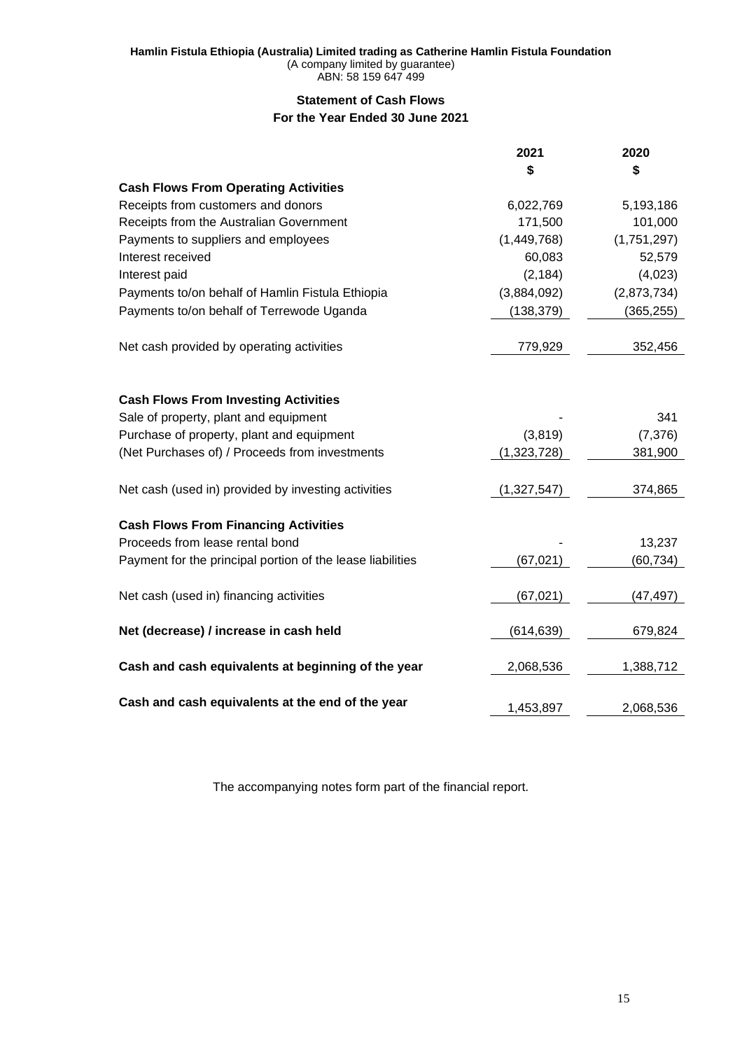**Hamlin Fistula Ethiopia (Australia) Limited trading as Catherine Hamlin Fistula Foundation**
(A company limited by guarantee)
ABN: 58 159 647 499

## Statement of Cash Flows
### For the Year Ended 30 June 2021

| | 2021 | 2020 |
|---|---|---|
| | $ | $ |
| **Cash Flows From Operating Activities** | | |
| Receipts from customers and donors | 6,022,769 | 5,193,186 |
| Receipts from the Australian Government | 171,500 | 101,000 |
| Payments to suppliers and employees | (1,449,768) | (1,751,297) |
| Interest received | 60,083 | 52,579 |
| Interest paid | (2,184) | (4,023) |
| Payments to/on behalf of Hamlin Fistula Ethiopia | (3,884,092) | (2,873,734) |
| Payments to/on behalf of Terrewode Uganda | (138,379) | (365,255) |
| Net cash provided by operating activities | 779,929 | 352,456 |
| **Cash Flows From Investing Activities** | | |
| Sale of property, plant and equipment | - | 341 |
| Purchase of property, plant and equipment | (3,819) | (7,376) |
| (Net Purchases of) / Proceeds from investments | (1,323,728) | 381,900 |
| Net cash (used in) provided by investing activities | (1,327,547) | 374,865 |
| **Cash Flows From Financing Activities** | | |
| Proceeds from lease rental bond | - | 13,237 |
| Payment for the principal portion of the lease liabilities | (67,021) | (60,734) |
| Net cash (used in) financing activities | (67,021) | (47,497) |
| **Net (decrease) / increase in cash held** | (614,639) | 679,824 |
| **Cash and cash equivalents at beginning of the year** | 2,068,536 | 1,388,712 |
| **Cash and cash equivalents at the end of the year** | 1,453,897 | 2,068,536 |

The accompanying notes form part of the financial report.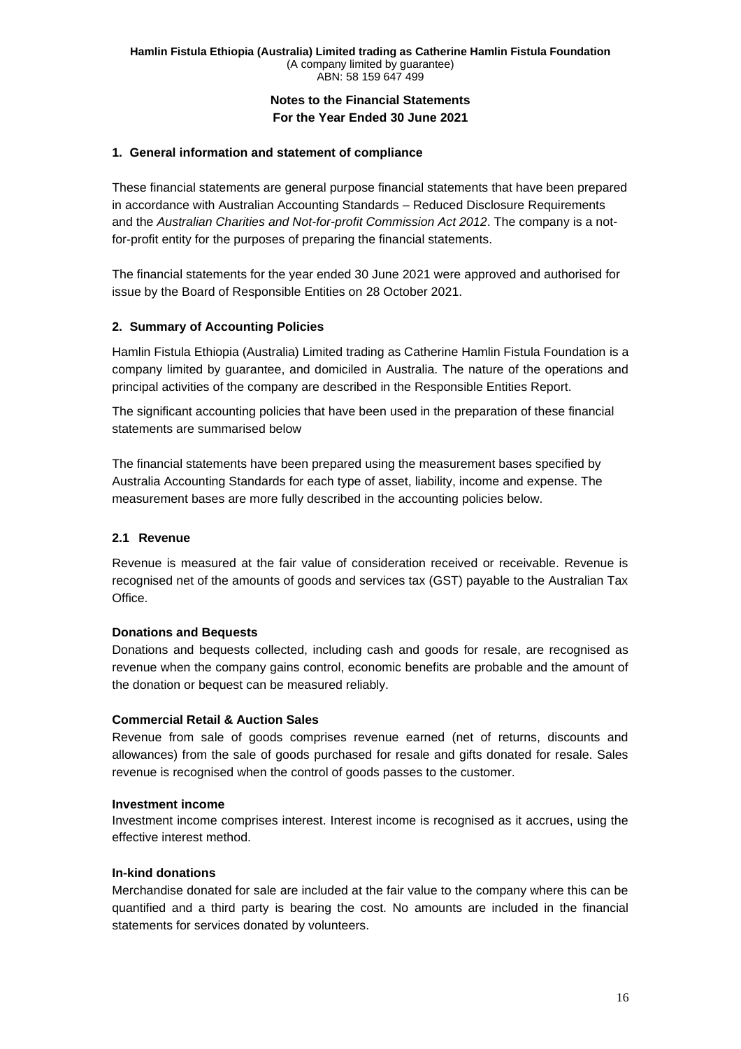**Hamlin Fistula Ethiopia (Australia) Limited trading as Catherine Hamlin Fistula Foundation**
(A company limited by guarantee)
ABN: 58 159 647 499

**Notes to the Financial Statements**
**For the Year Ended 30 June 2021**

## 1. General information and statement of compliance

These financial statements are general purpose financial statements that have been prepared in accordance with Australian Accounting Standards – Reduced Disclosure Requirements and the *Australian Charities and Not-for-profit Commission Act 2012*. The company is a not-for-profit entity for the purposes of preparing the financial statements.

The financial statements for the year ended 30 June 2021 were approved and authorised for issue by the Board of Responsible Entities on 28 October 2021.

## 2. Summary of Accounting Policies

Hamlin Fistula Ethiopia (Australia) Limited trading as Catherine Hamlin Fistula Foundation is a company limited by guarantee, and domiciled in Australia. The nature of the operations and principal activities of the company are described in the Responsible Entities Report.

The significant accounting policies that have been used in the preparation of these financial statements are summarised below

The financial statements have been prepared using the measurement bases specified by Australia Accounting Standards for each type of asset, liability, income and expense. The measurement bases are more fully described in the accounting policies below.

### 2.1 Revenue

Revenue is measured at the fair value of consideration received or receivable. Revenue is recognised net of the amounts of goods and services tax (GST) payable to the Australian Tax Office.

**Donations and Bequests**

Donations and bequests collected, including cash and goods for resale, are recognised as revenue when the company gains control, economic benefits are probable and the amount of the donation or bequest can be measured reliably.

**Commercial Retail & Auction Sales**

Revenue from sale of goods comprises revenue earned (net of returns, discounts and allowances) from the sale of goods purchased for resale and gifts donated for resale. Sales revenue is recognised when the control of goods passes to the customer.

**Investment income**

Investment income comprises interest. Interest income is recognised as it accrues, using the effective interest method.

**In-kind donations**

Merchandise donated for sale are included at the fair value to the company where this can be quantified and a third party is bearing the cost. No amounts are included in the financial statements for services donated by volunteers.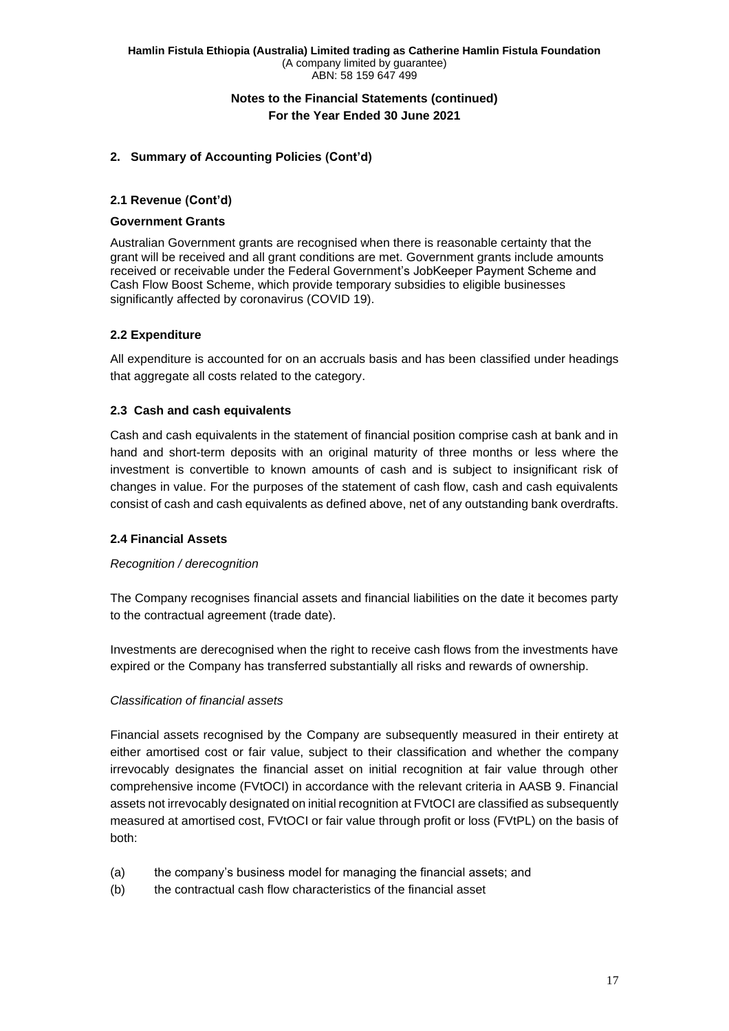## 2. Summary of Accounting Policies (Cont'd)

### 2.1 Revenue (Cont'd)

**Government Grants**

Australian Government grants are recognised when there is reasonable certainty that the grant will be received and all grant conditions are met. Government grants include amounts received or receivable under the Federal Government's JobKeeper Payment Scheme and Cash Flow Boost Scheme, which provide temporary subsidies to eligible businesses significantly affected by coronavirus (COVID 19).

### 2.2 Expenditure

All expenditure is accounted for on an accruals basis and has been classified under headings that aggregate all costs related to the category.

### 2.3 Cash and cash equivalents

Cash and cash equivalents in the statement of financial position comprise cash at bank and in hand and short-term deposits with an original maturity of three months or less where the investment is convertible to known amounts of cash and is subject to insignificant risk of changes in value. For the purposes of the statement of cash flow, cash and cash equivalents consist of cash and cash equivalents as defined above, net of any outstanding bank overdrafts.

### 2.4 Financial Assets

*Recognition / derecognition*

The Company recognises financial assets and financial liabilities on the date it becomes party to the contractual agreement (trade date).

Investments are derecognised when the right to receive cash flows from the investments have expired or the Company has transferred substantially all risks and rewards of ownership.

*Classification of financial assets*

Financial assets recognised by the Company are subsequently measured in their entirety at either amortised cost or fair value, subject to their classification and whether the company irrevocably designates the financial asset on initial recognition at fair value through other comprehensive income (FVtOCI) in accordance with the relevant criteria in AASB 9. Financial assets not irrevocably designated on initial recognition at FVtOCI are classified as subsequently measured at amortised cost, FVtOCI or fair value through profit or loss (FVtPL) on the basis of both:

(a) the company's business model for managing the financial assets; and

(b) the contractual cash flow characteristics of the financial asset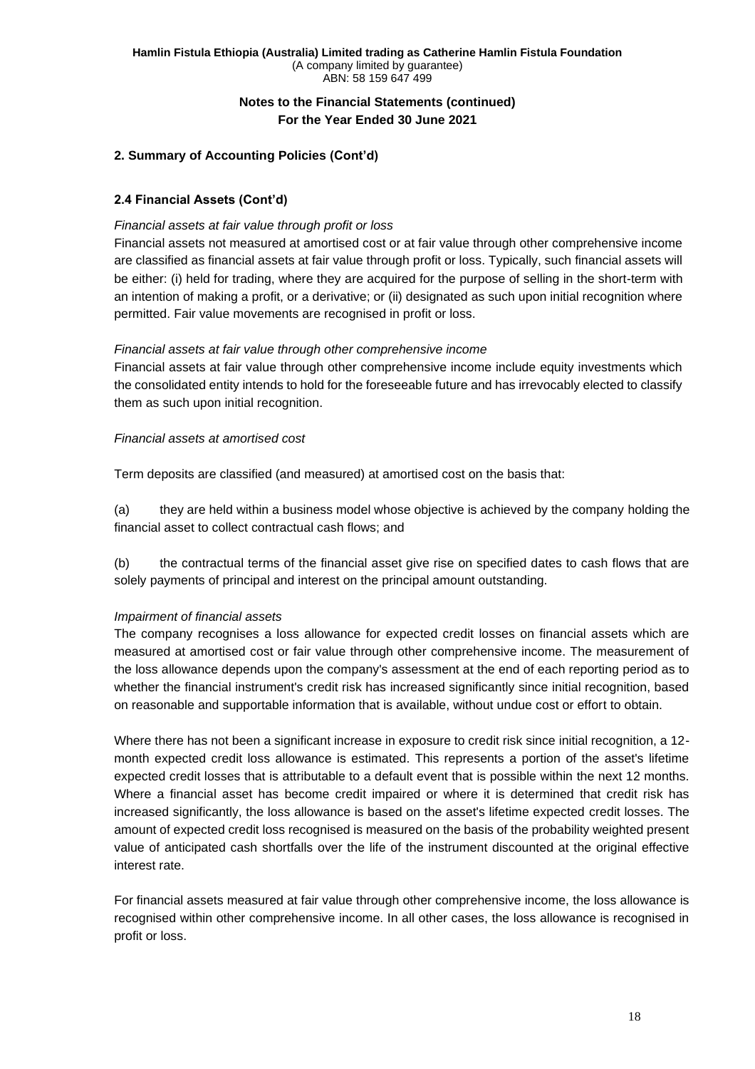## 2. Summary of Accounting Policies (Cont'd)

### 2.4 Financial Assets (Cont'd)

*Financial assets at fair value through profit or loss*

Financial assets not measured at amortised cost or at fair value through other comprehensive income are classified as financial assets at fair value through profit or loss. Typically, such financial assets will be either: (i) held for trading, where they are acquired for the purpose of selling in the short-term with an intention of making a profit, or a derivative; or (ii) designated as such upon initial recognition where permitted. Fair value movements are recognised in profit or loss.

*Financial assets at fair value through other comprehensive income*

Financial assets at fair value through other comprehensive income include equity investments which the consolidated entity intends to hold for the foreseeable future and has irrevocably elected to classify them as such upon initial recognition.

*Financial assets at amortised cost*

Term deposits are classified (and measured) at amortised cost on the basis that:

(a) they are held within a business model whose objective is achieved by the company holding the financial asset to collect contractual cash flows; and

(b) the contractual terms of the financial asset give rise on specified dates to cash flows that are solely payments of principal and interest on the principal amount outstanding.

*Impairment of financial assets*

The company recognises a loss allowance for expected credit losses on financial assets which are measured at amortised cost or fair value through other comprehensive income. The measurement of the loss allowance depends upon the company's assessment at the end of each reporting period as to whether the financial instrument's credit risk has increased significantly since initial recognition, based on reasonable and supportable information that is available, without undue cost or effort to obtain.

Where there has not been a significant increase in exposure to credit risk since initial recognition, a 12-month expected credit loss allowance is estimated. This represents a portion of the asset's lifetime expected credit losses that is attributable to a default event that is possible within the next 12 months. Where a financial asset has become credit impaired or where it is determined that credit risk has increased significantly, the loss allowance is based on the asset's lifetime expected credit losses. The amount of expected credit loss recognised is measured on the basis of the probability weighted present value of anticipated cash shortfalls over the life of the instrument discounted at the original effective interest rate.

For financial assets measured at fair value through other comprehensive income, the loss allowance is recognised within other comprehensive income. In all other cases, the loss allowance is recognised in profit or loss.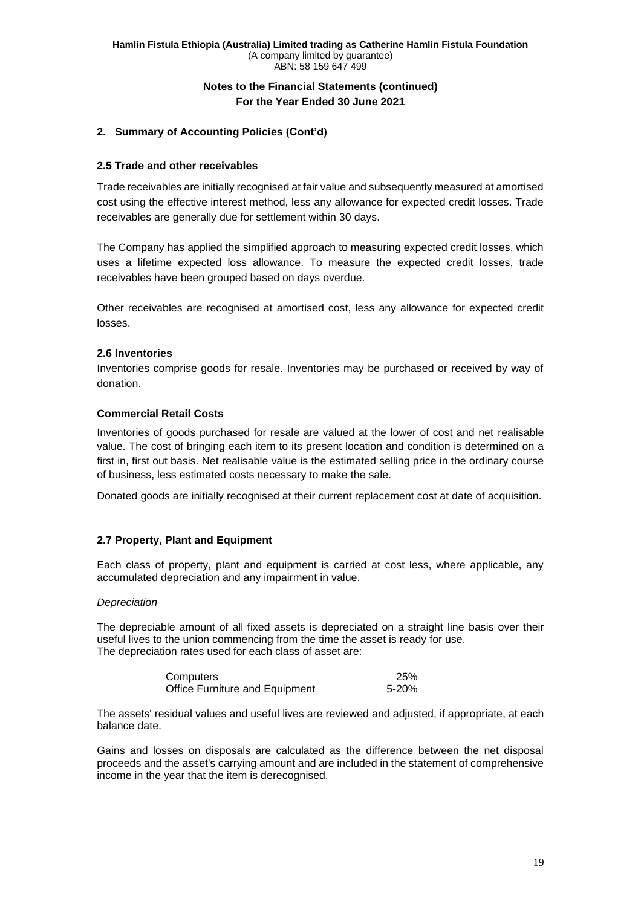**Hamlin Fistula Ethiopia (Australia) Limited trading as Catherine Hamlin Fistula Foundation**
(A company limited by guarantee)
ABN: 58 159 647 499

**Notes to the Financial Statements (continued)**
**For the Year Ended 30 June 2021**

## 2. Summary of Accounting Policies (Cont'd)

### 2.5 Trade and other receivables

Trade receivables are initially recognised at fair value and subsequently measured at amortised cost using the effective interest method, less any allowance for expected credit losses. Trade receivables are generally due for settlement within 30 days.

The Company has applied the simplified approach to measuring expected credit losses, which uses a lifetime expected loss allowance. To measure the expected credit losses, trade receivables have been grouped based on days overdue.

Other receivables are recognised at amortised cost, less any allowance for expected credit losses.

### 2.6 Inventories

Inventories comprise goods for resale. Inventories may be purchased or received by way of donation.

### Commercial Retail Costs

Inventories of goods purchased for resale are valued at the lower of cost and net realisable value. The cost of bringing each item to its present location and condition is determined on a first in, first out basis. Net realisable value is the estimated selling price in the ordinary course of business, less estimated costs necessary to make the sale.

Donated goods are initially recognised at their current replacement cost at date of acquisition.

### 2.7 Property, Plant and Equipment

Each class of property, plant and equipment is carried at cost less, where applicable, any accumulated depreciation and any impairment in value.

*Depreciation*

The depreciable amount of all fixed assets is depreciated on a straight line basis over their useful lives to the union commencing from the time the asset is ready for use.
The depreciation rates used for each class of asset are:

| | |
|---|---|
| Computers | 25% |
| Office Furniture and Equipment | 5-20% |

The assets' residual values and useful lives are reviewed and adjusted, if appropriate, at each balance date.

Gains and losses on disposals are calculated as the difference between the net disposal proceeds and the asset's carrying amount and are included in the statement of comprehensive income in the year that the item is derecognised.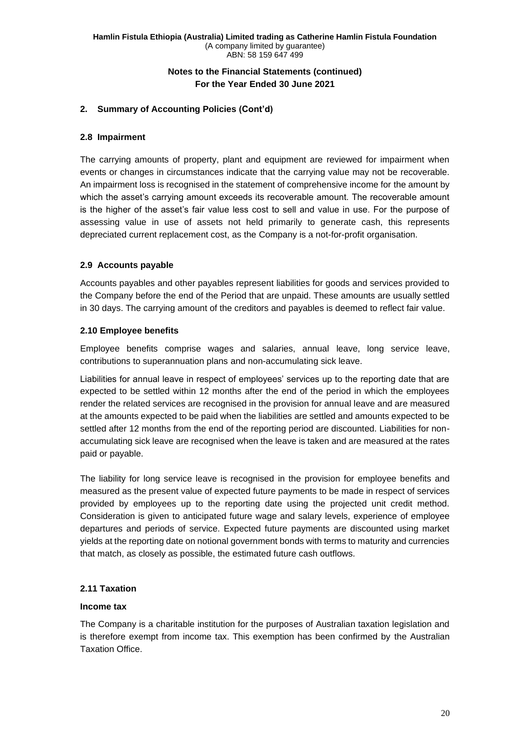## 2. Summary of Accounting Policies (Cont'd)

### 2.8 Impairment

The carrying amounts of property, plant and equipment are reviewed for impairment when events or changes in circumstances indicate that the carrying value may not be recoverable. An impairment loss is recognised in the statement of comprehensive income for the amount by which the asset's carrying amount exceeds its recoverable amount. The recoverable amount is the higher of the asset's fair value less cost to sell and value in use. For the purpose of assessing value in use of assets not held primarily to generate cash, this represents depreciated current replacement cost, as the Company is a not-for-profit organisation.

### 2.9 Accounts payable

Accounts payables and other payables represent liabilities for goods and services provided to the Company before the end of the Period that are unpaid. These amounts are usually settled in 30 days. The carrying amount of the creditors and payables is deemed to reflect fair value.

### 2.10 Employee benefits

Employee benefits comprise wages and salaries, annual leave, long service leave, contributions to superannuation plans and non-accumulating sick leave.

Liabilities for annual leave in respect of employees' services up to the reporting date that are expected to be settled within 12 months after the end of the period in which the employees render the related services are recognised in the provision for annual leave and are measured at the amounts expected to be paid when the liabilities are settled and amounts expected to be settled after 12 months from the end of the reporting period are discounted. Liabilities for non-accumulating sick leave are recognised when the leave is taken and are measured at the rates paid or payable.

The liability for long service leave is recognised in the provision for employee benefits and measured as the present value of expected future payments to be made in respect of services provided by employees up to the reporting date using the projected unit credit method. Consideration is given to anticipated future wage and salary levels, experience of employee departures and periods of service. Expected future payments are discounted using market yields at the reporting date on notional government bonds with terms to maturity and currencies that match, as closely as possible, the estimated future cash outflows.

### 2.11 Taxation

**Income tax**

The Company is a charitable institution for the purposes of Australian taxation legislation and is therefore exempt from income tax. This exemption has been confirmed by the Australian Taxation Office.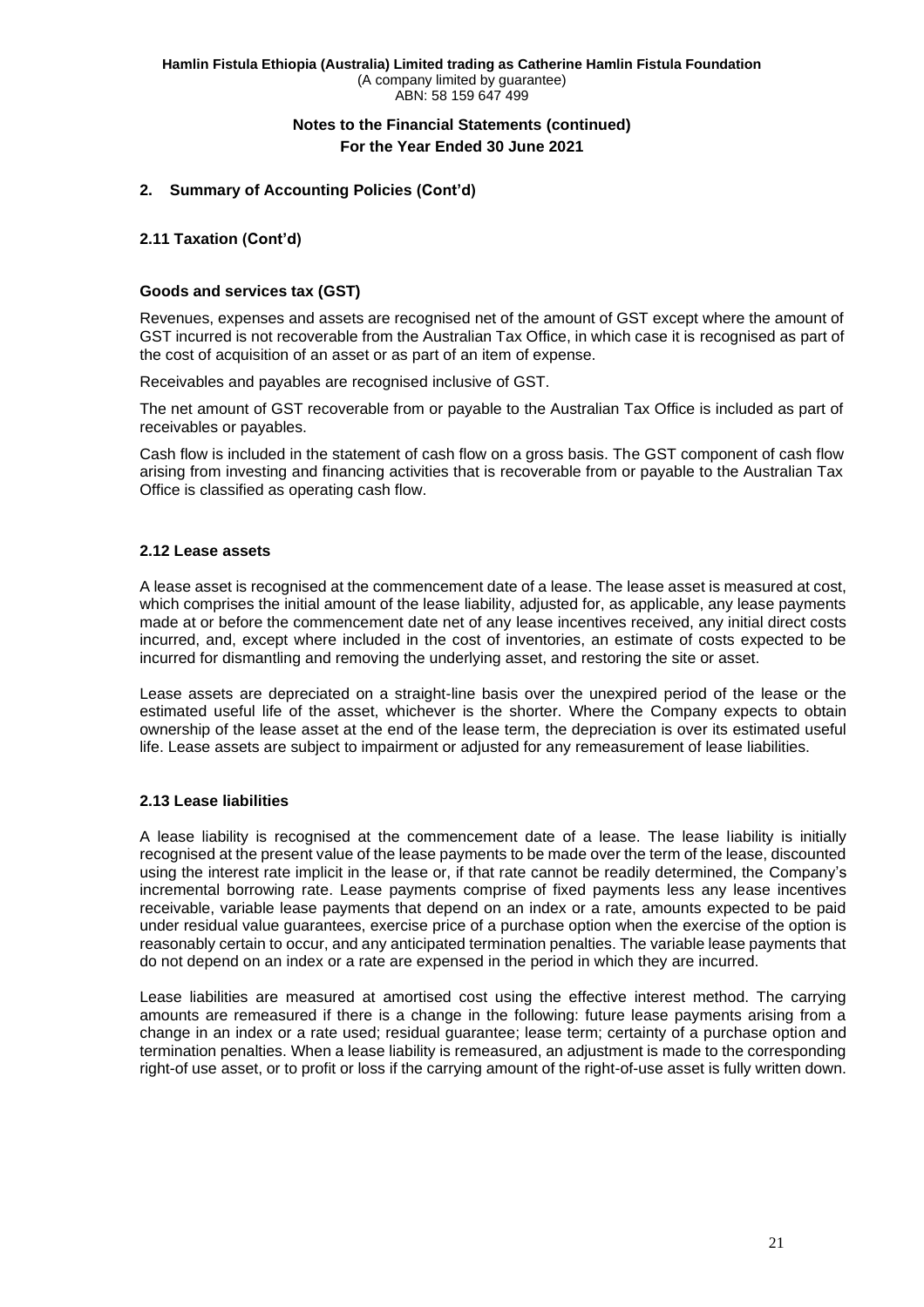## 2. Summary of Accounting Policies (Cont'd)

### 2.11 Taxation (Cont'd)

#### Goods and services tax (GST)

Revenues, expenses and assets are recognised net of the amount of GST except where the amount of GST incurred is not recoverable from the Australian Tax Office, in which case it is recognised as part of the cost of acquisition of an asset or as part of an item of expense.

Receivables and payables are recognised inclusive of GST.

The net amount of GST recoverable from or payable to the Australian Tax Office is included as part of receivables or payables.

Cash flow is included in the statement of cash flow on a gross basis. The GST component of cash flow arising from investing and financing activities that is recoverable from or payable to the Australian Tax Office is classified as operating cash flow.

### 2.12 Lease assets

A lease asset is recognised at the commencement date of a lease. The lease asset is measured at cost, which comprises the initial amount of the lease liability, adjusted for, as applicable, any lease payments made at or before the commencement date net of any lease incentives received, any initial direct costs incurred, and, except where included in the cost of inventories, an estimate of costs expected to be incurred for dismantling and removing the underlying asset, and restoring the site or asset.

Lease assets are depreciated on a straight-line basis over the unexpired period of the lease or the estimated useful life of the asset, whichever is the shorter. Where the Company expects to obtain ownership of the lease asset at the end of the lease term, the depreciation is over its estimated useful life. Lease assets are subject to impairment or adjusted for any remeasurement of lease liabilities.

### 2.13 Lease liabilities

A lease liability is recognised at the commencement date of a lease. The lease liability is initially recognised at the present value of the lease payments to be made over the term of the lease, discounted using the interest rate implicit in the lease or, if that rate cannot be readily determined, the Company's incremental borrowing rate. Lease payments comprise of fixed payments less any lease incentives receivable, variable lease payments that depend on an index or a rate, amounts expected to be paid under residual value guarantees, exercise price of a purchase option when the exercise of the option is reasonably certain to occur, and any anticipated termination penalties. The variable lease payments that do not depend on an index or a rate are expensed in the period in which they are incurred.

Lease liabilities are measured at amortised cost using the effective interest method. The carrying amounts are remeasured if there is a change in the following: future lease payments arising from a change in an index or a rate used; residual guarantee; lease term; certainty of a purchase option and termination penalties. When a lease liability is remeasured, an adjustment is made to the corresponding right-of use asset, or to profit or loss if the carrying amount of the right-of-use asset is fully written down.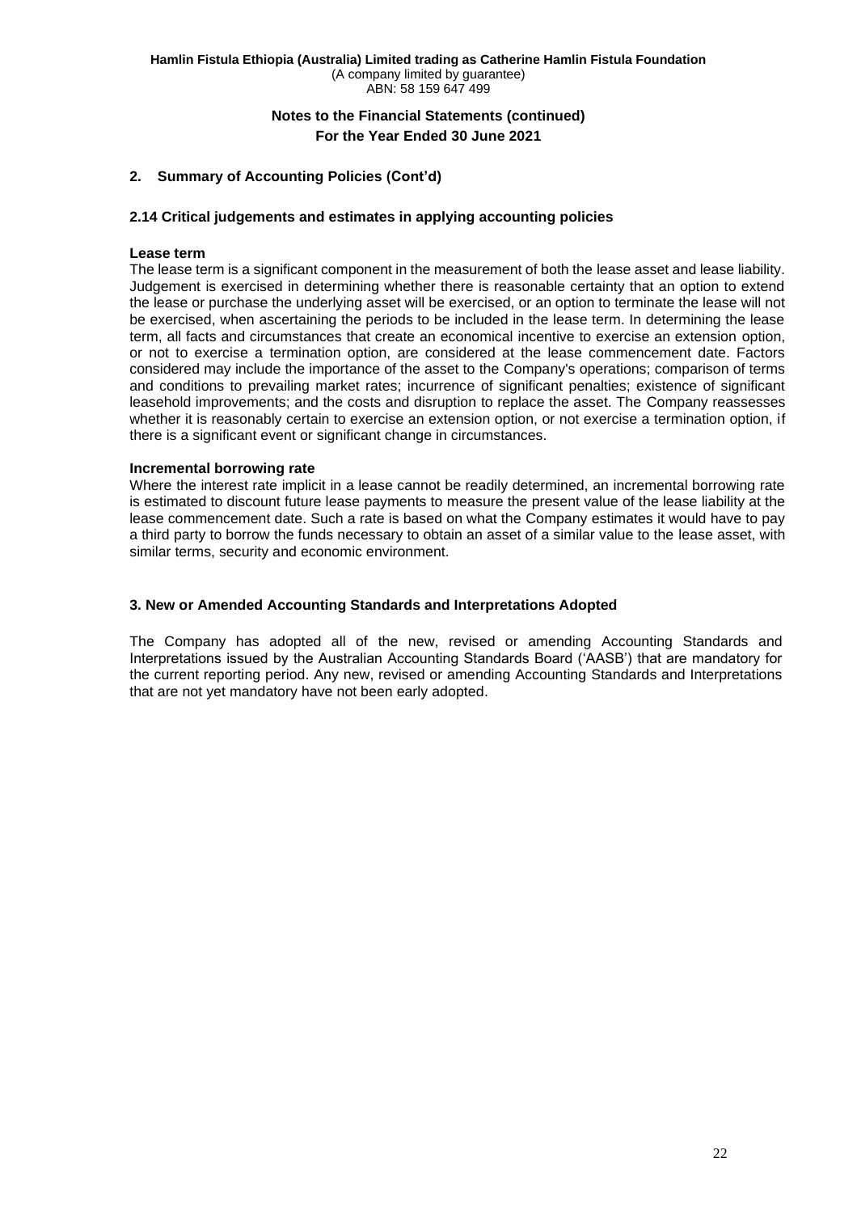## 2. Summary of Accounting Policies (Cont'd)

### 2.14 Critical judgements and estimates in applying accounting policies

**Lease term**

The lease term is a significant component in the measurement of both the lease asset and lease liability. Judgement is exercised in determining whether there is reasonable certainty that an option to extend the lease or purchase the underlying asset will be exercised, or an option to terminate the lease will not be exercised, when ascertaining the periods to be included in the lease term. In determining the lease term, all facts and circumstances that create an economical incentive to exercise an extension option, or not to exercise a termination option, are considered at the lease commencement date. Factors considered may include the importance of the asset to the Company's operations; comparison of terms and conditions to prevailing market rates; incurrence of significant penalties; existence of significant leasehold improvements; and the costs and disruption to replace the asset. The Company reassesses whether it is reasonably certain to exercise an extension option, or not exercise a termination option, if there is a significant event or significant change in circumstances.

**Incremental borrowing rate**

Where the interest rate implicit in a lease cannot be readily determined, an incremental borrowing rate is estimated to discount future lease payments to measure the present value of the lease liability at the lease commencement date. Such a rate is based on what the Company estimates it would have to pay a third party to borrow the funds necessary to obtain an asset of a similar value to the lease asset, with similar terms, security and economic environment.

## 3. New or Amended Accounting Standards and Interpretations Adopted

The Company has adopted all of the new, revised or amending Accounting Standards and Interpretations issued by the Australian Accounting Standards Board ('AASB') that are mandatory for the current reporting period. Any new, revised or amending Accounting Standards and Interpretations that are not yet mandatory have not been early adopted.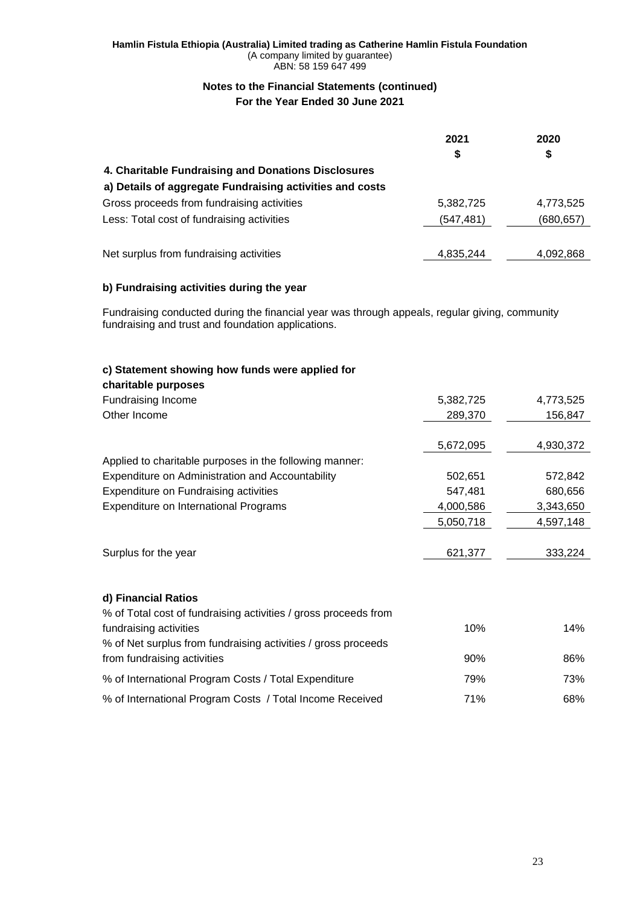**Hamlin Fistula Ethiopia (Australia) Limited trading as Catherine Hamlin Fistula Foundation**
(A company limited by guarantee)
ABN: 58 159 647 499

## Notes to the Financial Statements (continued)
## For the Year Ended 30 June 2021

| | 2021 | 2020 |
|---|---|---|
| | $ | $ |
| **4. Charitable Fundraising and Donations Disclosures** | | |
| **a) Details of aggregate Fundraising activities and costs** | | |
| Gross proceeds from fundraising activities | 5,382,725 | 4,773,525 |
| Less: Total cost of fundraising activities | (547,481) | (680,657) |
| Net surplus from fundraising activities | 4,835,244 | 4,092,868 |

### b) Fundraising activities during the year

Fundraising conducted during the financial year was through appeals, regular giving, community fundraising and trust and foundation applications.

### c) Statement showing how funds were applied for charitable purposes

| | 2021 | 2020 |
|---|---|---|
| Fundraising Income | 5,382,725 | 4,773,525 |
| Other Income | 289,370 | 156,847 |
| | 5,672,095 | 4,930,372 |
| Applied to charitable purposes in the following manner: | | |
| Expenditure on Administration and Accountability | 502,651 | 572,842 |
| Expenditure on Fundraising activities | 547,481 | 680,656 |
| Expenditure on International Programs | 4,000,586 | 3,343,650 |
| | 5,050,718 | 4,597,148 |
| Surplus for the year | 621,377 | 333,224 |

### d) Financial Ratios

| | 2021 | 2020 |
|---|---|---|
| % of Total cost of fundraising activities / gross proceeds from fundraising activities | 10% | 14% |
| % of Net surplus from fundraising activities / gross proceeds from fundraising activities | 90% | 86% |
| % of International Program Costs / Total Expenditure | 79% | 73% |
| % of International Program Costs / Total Income Received | 71% | 68% |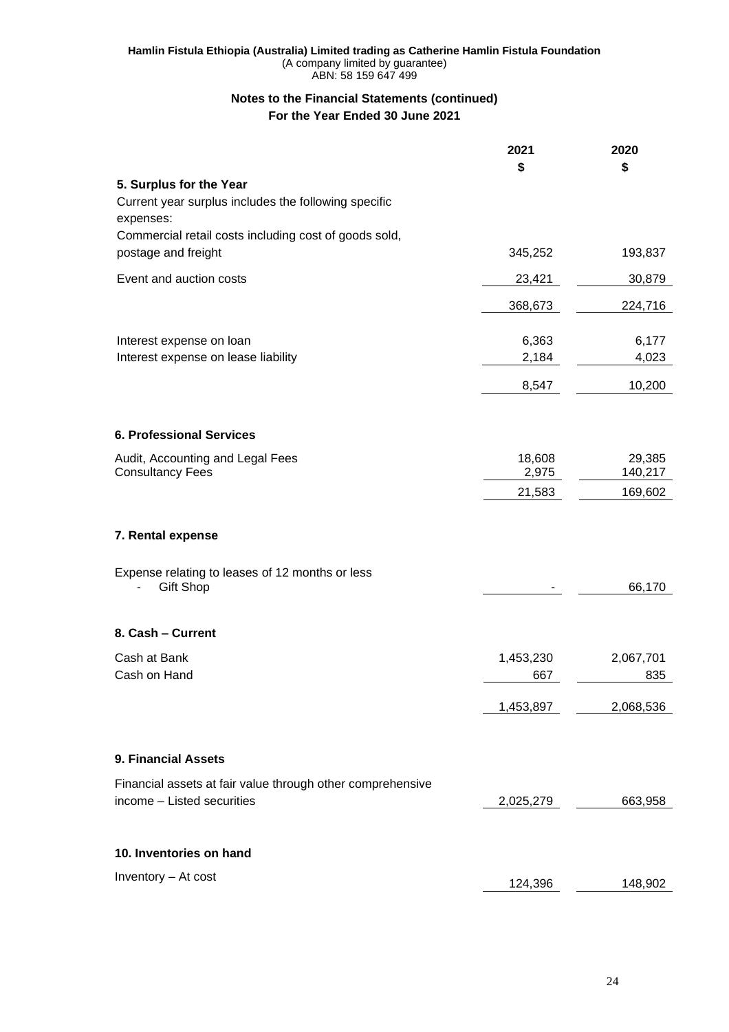**Hamlin Fistula Ethiopia (Australia) Limited trading as Catherine Hamlin Fistula Foundation**
(A company limited by guarantee)
ABN: 58 159 647 499

## Notes to the Financial Statements (continued)
### For the Year Ended 30 June 2021

| | 2021 | 2020 |
|---|---|---|
| | $ | $ |
| **5. Surplus for the Year** | | |
| Current year surplus includes the following specific expenses: | | |
| Commercial retail costs including cost of goods sold, postage and freight | 345,252 | 193,837 |
| Event and auction costs | 23,421 | 30,879 |
| | 368,673 | 224,716 |
| Interest expense on loan | 6,363 | 6,177 |
| Interest expense on lease liability | 2,184 | 4,023 |
| | 8,547 | 10,200 |
| **6. Professional Services** | | |
| Audit, Accounting and Legal Fees | 18,608 | 29,385 |
| Consultancy Fees | 2,975 | 140,217 |
| | 21,583 | 169,602 |
| **7. Rental expense** | | |
| Expense relating to leases of 12 months or less | | |
| - Gift Shop | - | 66,170 |
| **8. Cash – Current** | | |
| Cash at Bank | 1,453,230 | 2,067,701 |
| Cash on Hand | 667 | 835 |
| | 1,453,897 | 2,068,536 |
| **9. Financial Assets** | | |
| Financial assets at fair value through other comprehensive income – Listed securities | 2,025,279 | 663,958 |
| **10. Inventories on hand** | | |
| Inventory – At cost | 124,396 | 148,902 |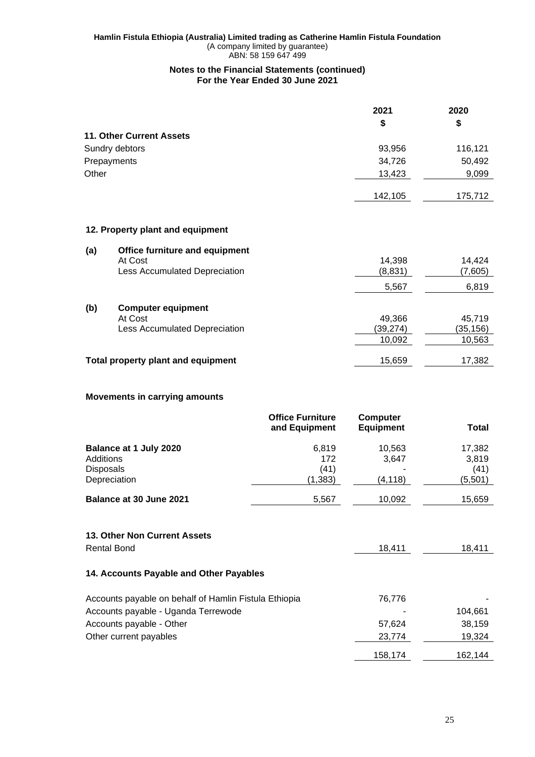## Notes to the Financial Statements (continued)
## For the Year Ended 30 June 2021

| | 2021 | 2020 |
|---|---|---|
| | $ | $ |
| **11. Other Current Assets** | | |
| Sundry debtors | 93,956 | 116,121 |
| Prepayments | 34,726 | 50,492 |
| Other | 13,423 | 9,099 |
| | 142,105 | 175,712 |

### 12. Property plant and equipment

| | 2021 | 2020 |
|---|---|---|
| **(a) Office furniture and equipment** | | |
| At Cost | 14,398 | 14,424 |
| Less Accumulated Depreciation | (8,831) | (7,605) |
| | 5,567 | 6,819 |
| **(b) Computer equipment** | | |
| At Cost | 49,366 | 45,719 |
| Less Accumulated Depreciation | (39,274) | (35,156) |
| | 10,092 | 10,563 |
| **Total property plant and equipment** | 15,659 | 17,382 |

**Movements in carrying amounts**

| | Office Furniture and Equipment | Computer Equipment | Total |
|---|---|---|---|
| **Balance at 1 July 2020** | 6,819 | 10,563 | 17,382 |
| Additions | 172 | 3,647 | 3,819 |
| Disposals | (41) | - | (41) |
| Depreciation | (1,383) | (4,118) | (5,501) |
| **Balance at 30 June 2021** | 5,567 | 10,092 | 15,659 |

| | 2021 | 2020 |
|---|---|---|
| **13. Other Non Current Assets** | | |
| Rental Bond | 18,411 | 18,411 |
| **14. Accounts Payable and Other Payables** | | |
| Accounts payable on behalf of Hamlin Fistula Ethiopia | 76,776 | - |
| Accounts payable - Uganda Terrewode | - | 104,661 |
| Accounts payable - Other | 57,624 | 38,159 |
| Other current payables | 23,774 | 19,324 |
| | 158,174 | 162,144 |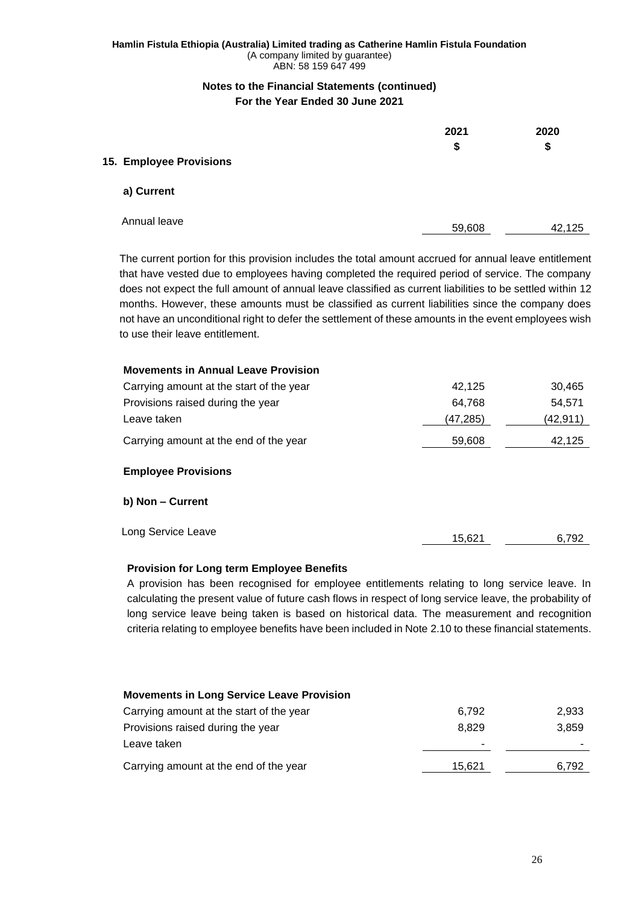Hamlin Fistula Ethiopia (Australia) Limited trading as Catherine Hamlin Fistula Foundation
(A company limited by guarantee)
ABN: 58 159 647 499

## Notes to the Financial Statements (continued)
## For the Year Ended 30 June 2021

| | 2021 | 2020 |
|---|---|---|
| | $ | $ |
| **15. Employee Provisions** | | |
| **a) Current** | | |
| Annual leave | 59,608 | 42,125 |

The current portion for this provision includes the total amount accrued for annual leave entitlement that have vested due to employees having completed the required period of service. The company does not expect the full amount of annual leave classified as current liabilities to be settled within 12 months. However, these amounts must be classified as current liabilities since the company does not have an unconditional right to defer the settlement of these amounts in the event employees wish to use their leave entitlement.

| **Movements in Annual Leave Provision** | | |
|---|---|---|
| Carrying amount at the start of the year | 42,125 | 30,465 |
| Provisions raised during the year | 64,768 | 54,571 |
| Leave taken | (47,285) | (42,911) |
| Carrying amount at the end of the year | 59,608 | 42,125 |

**Employee Provisions**

| **b) Non – Current** | | |
|---|---|---|
| Long Service Leave | 15,621 | 6,792 |

**Provision for Long term Employee Benefits**

A provision has been recognised for employee entitlements relating to long service leave. In calculating the present value of future cash flows in respect of long service leave, the probability of long service leave being taken is based on historical data. The measurement and recognition criteria relating to employee benefits have been included in Note 2.10 to these financial statements.

| **Movements in Long Service Leave Provision** | | |
|---|---|---|
| Carrying amount at the start of the year | 6,792 | 2,933 |
| Provisions raised during the year | 8,829 | 3,859 |
| Leave taken | - | - |
| Carrying amount at the end of the year | 15,621 | 6,792 |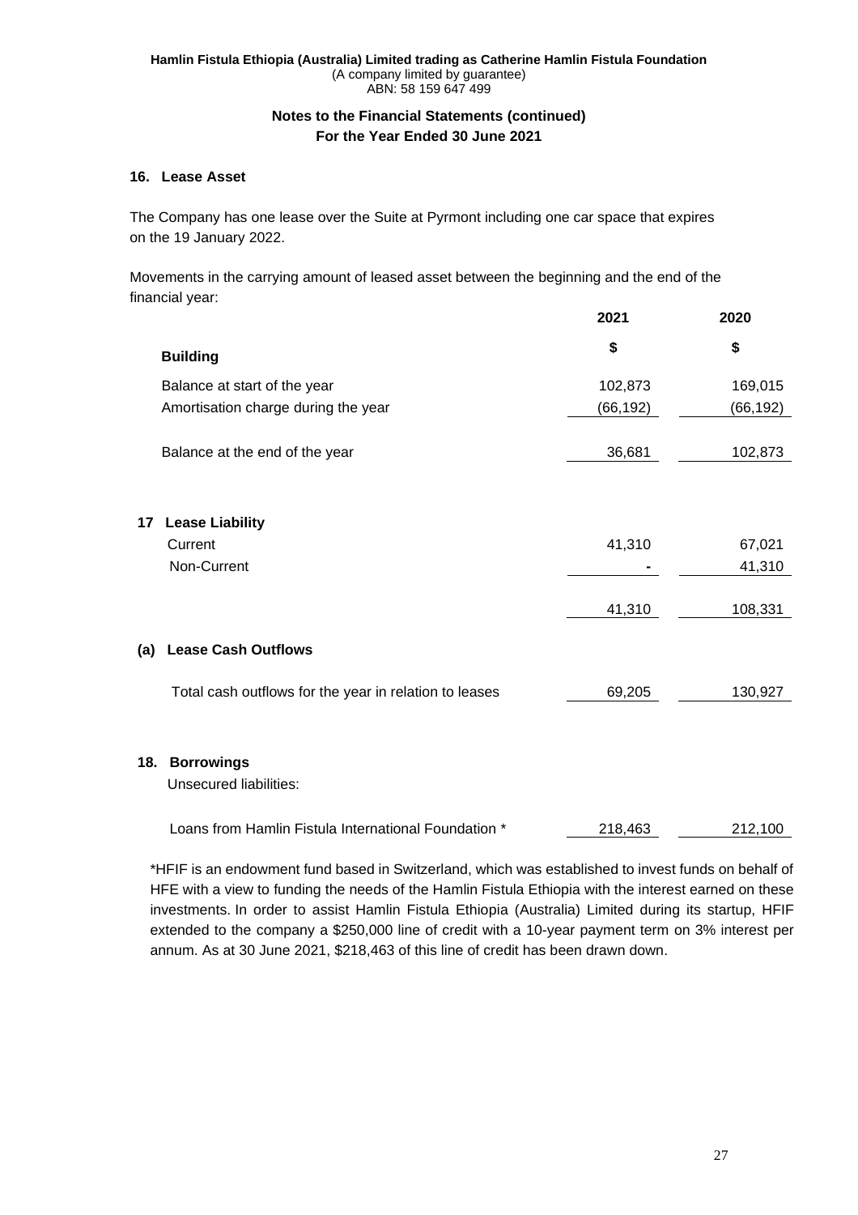## 16. Lease Asset

The Company has one lease over the Suite at Pyrmont including one car space that expires on the 19 January 2022.

Movements in the carrying amount of leased asset between the beginning and the end of the financial year:

| | 2021 | 2020 |
|---|---|---|
| **Building** | **$** | **$** |
| Balance at start of the year | 102,873 | 169,015 |
| Amortisation charge during the year | (66,192) | (66,192) |
| Balance at the end of the year | 36,681 | 102,873 |

## 17 Lease Liability

| | 2021 | 2020 |
|---|---|---|
| Current | 41,310 | 67,021 |
| Non-Current | - | 41,310 |
| | 41,310 | 108,331 |

### (a) Lease Cash Outflows

| | 2021 | 2020 |
|---|---|---|
| Total cash outflows for the year in relation to leases | 69,205 | 130,927 |

## 18. Borrowings

Unsecured liabilities:

| | 2021 | 2020 |
|---|---|---|
| Loans from Hamlin Fistula International Foundation * | 218,463 | 212,100 |

*HFIF is an endowment fund based in Switzerland, which was established to invest funds on behalf of HFE with a view to funding the needs of the Hamlin Fistula Ethiopia with the interest earned on these investments. In order to assist Hamlin Fistula Ethiopia (Australia) Limited during its startup, HFIF extended to the company a $250,000 line of credit with a 10-year payment term on 3% interest per annum. As at 30 June 2021, $218,463 of this line of credit has been drawn down.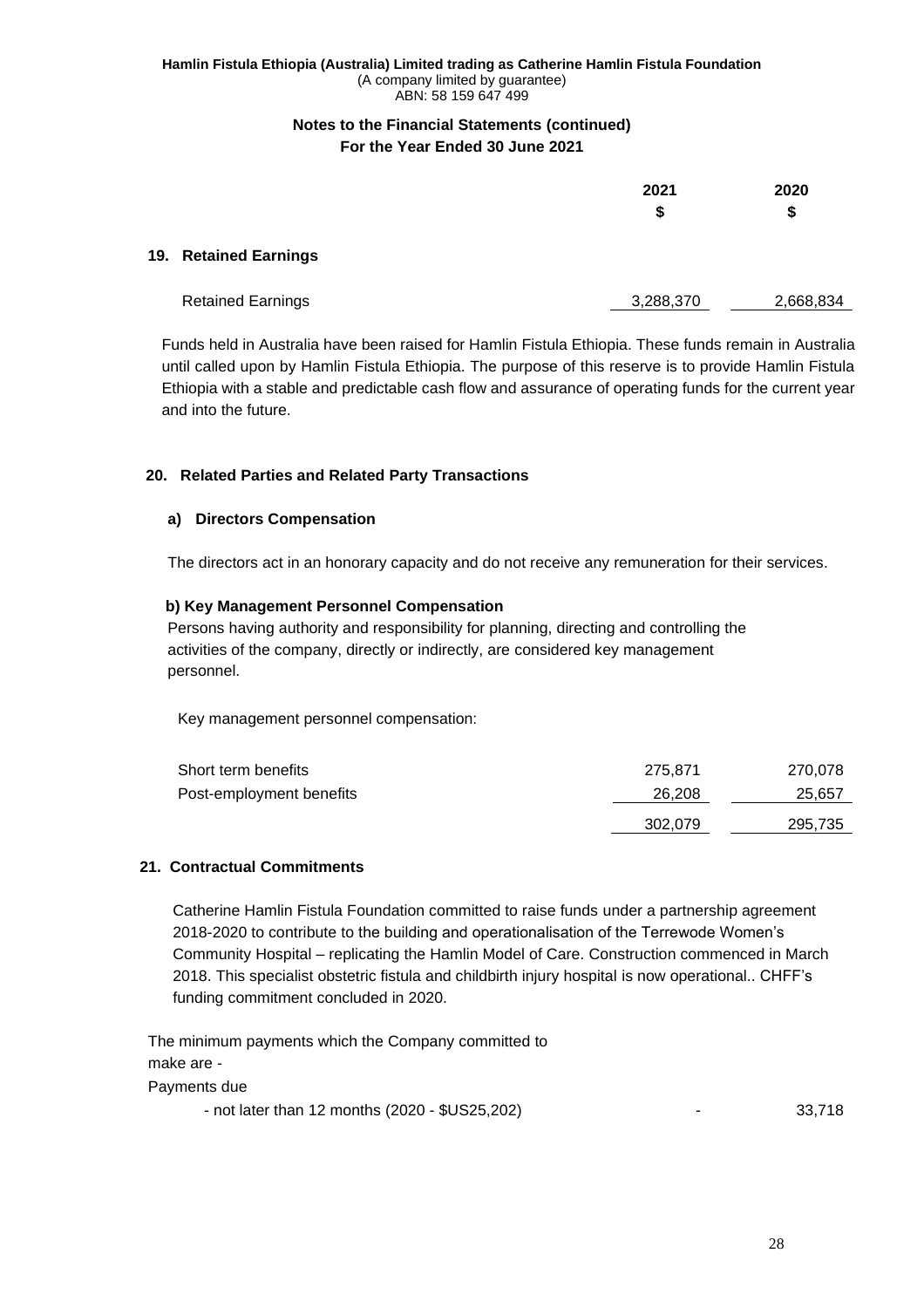Hamlin Fistula Ethiopia (Australia) Limited trading as Catherine Hamlin Fistula Foundation
(A company limited by guarantee)
ABN: 58 159 647 499

## Notes to the Financial Statements (continued)
## For the Year Ended 30 June 2021

| | 2021 $ | 2020 $ |
|---|---|---|
| **19. Retained Earnings** | | |
| Retained Earnings | 3,288,370 | 2,668,834 |

Funds held in Australia have been raised for Hamlin Fistula Ethiopia. These funds remain in Australia until called upon by Hamlin Fistula Ethiopia. The purpose of this reserve is to provide Hamlin Fistula Ethiopia with a stable and predictable cash flow and assurance of operating funds for the current year and into the future.

### 20. Related Parties and Related Party Transactions

#### a) Directors Compensation

The directors act in an honorary capacity and do not receive any remuneration for their services.

#### b) Key Management Personnel Compensation

Persons having authority and responsibility for planning, directing and controlling the activities of the company, directly or indirectly, are considered key management personnel.

Key management personnel compensation:

| | 2021 $ | 2020 $ |
|---|---|---|
| Short term benefits | 275,871 | 270,078 |
| Post-employment benefits | 26,208 | 25,657 |
| | 302,079 | 295,735 |

### 21. Contractual Commitments

Catherine Hamlin Fistula Foundation committed to raise funds under a partnership agreement 2018-2020 to contribute to the building and operationalisation of the Terrewode Women's Community Hospital – replicating the Hamlin Model of Care. Construction commenced in March 2018. This specialist obstetric fistula and childbirth injury hospital is now operational.. CHFF's funding commitment concluded in 2020.

| | 2021 $ | 2020 $ |
|---|---|---|
| The minimum payments which the Company committed to make are - | | |
| Payments due | | |
| - not later than 12 months (2020 - $US25,202) | - | 33,718 |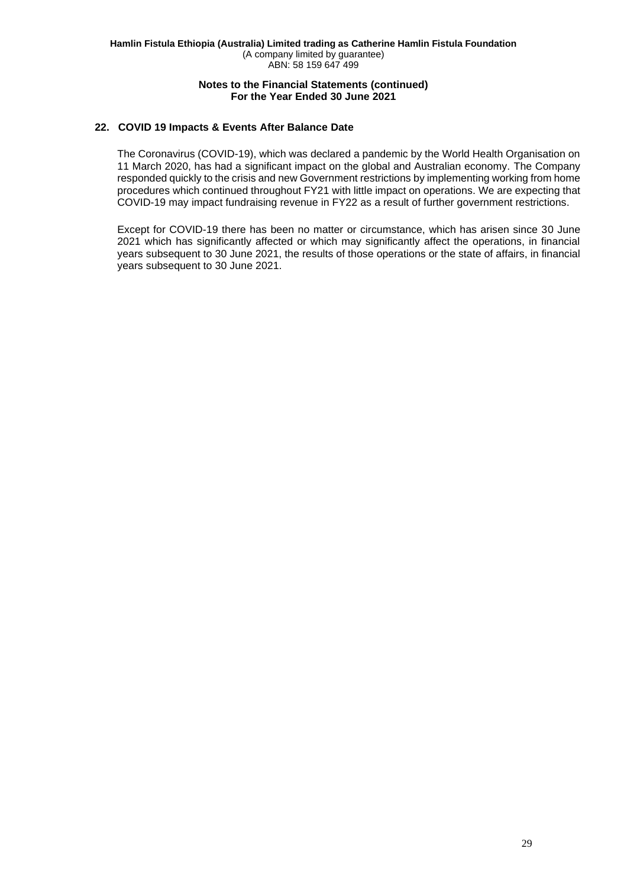## 22. COVID 19 Impacts & Events After Balance Date

The Coronavirus (COVID-19), which was declared a pandemic by the World Health Organisation on 11 March 2020, has had a significant impact on the global and Australian economy. The Company responded quickly to the crisis and new Government restrictions by implementing working from home procedures which continued throughout FY21 with little impact on operations. We are expecting that COVID-19 may impact fundraising revenue in FY22 as a result of further government restrictions.

Except for COVID-19 there has been no matter or circumstance, which has arisen since 30 June 2021 which has significantly affected or which may significantly affect the operations, in financial years subsequent to 30 June 2021, the results of those operations or the state of affairs, in financial years subsequent to 30 June 2021.